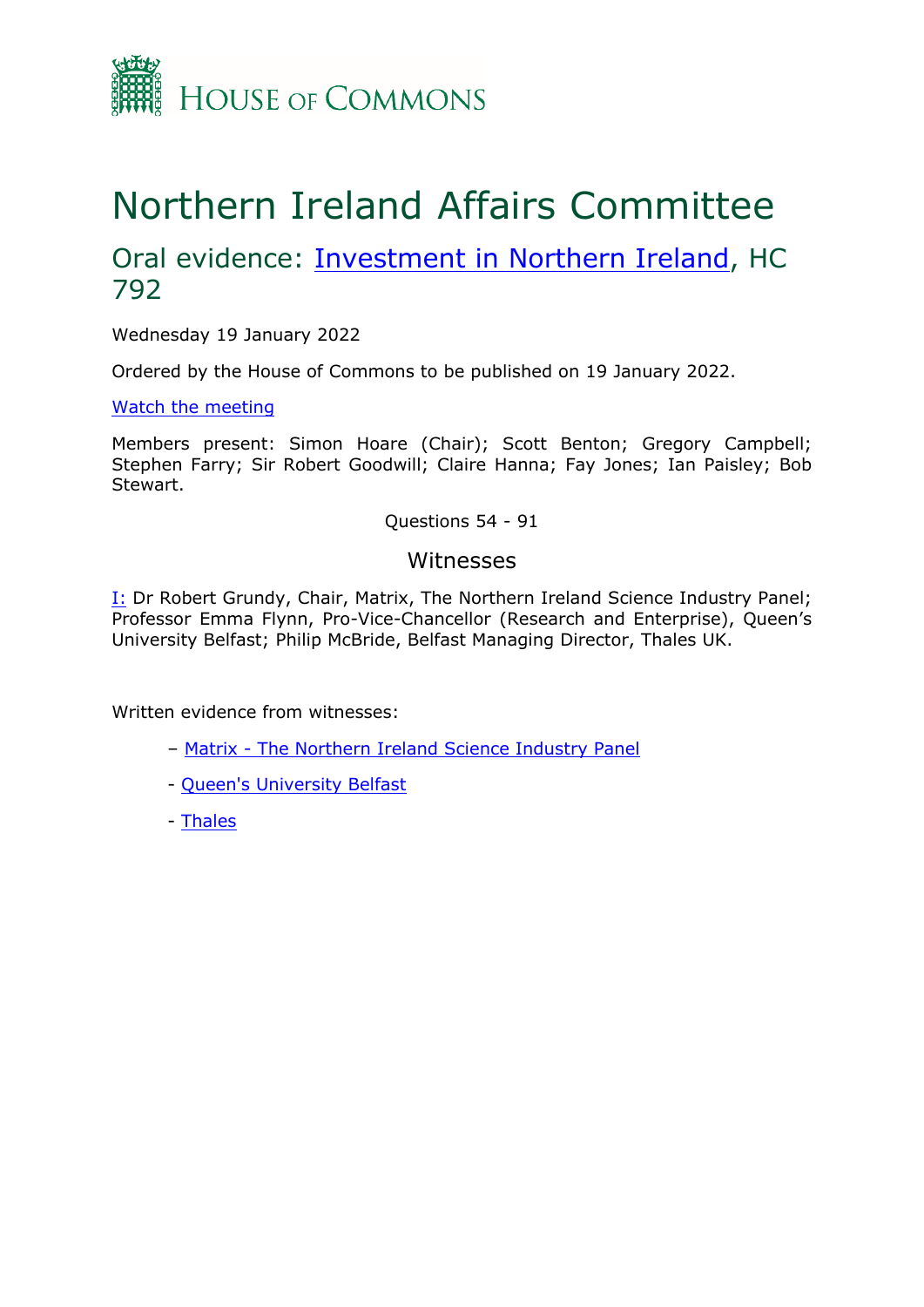House of Commons

# Northern Ireland Affairs Committee

## Oral evidence: Investment in Northern Ireland, HC 792

Wednesday 19 January 2022

Ordered by the House of Commons to be published on 19 January 2022.

Watch the meeting

Members present: Simon Hoare (Chair); Scott Benton; Gregory Campbell; Stephen Farry; Sir Robert Goodwill; Claire Hanna; Fay Jones; Ian Paisley; Bob Stewart.

Questions 54 - 91

### Witnesses

I: Dr Robert Grundy, Chair, Matrix, The Northern Ireland Science Industry Panel; Professor Emma Flynn, Pro-Vice-Chancellor (Research and Enterprise), Queen's University Belfast; Philip McBride, Belfast Managing Director, Thales UK.

Written evidence from witnesses:

- Matrix - The Northern Ireland Science Industry Panel
- Queen's University Belfast
- Thales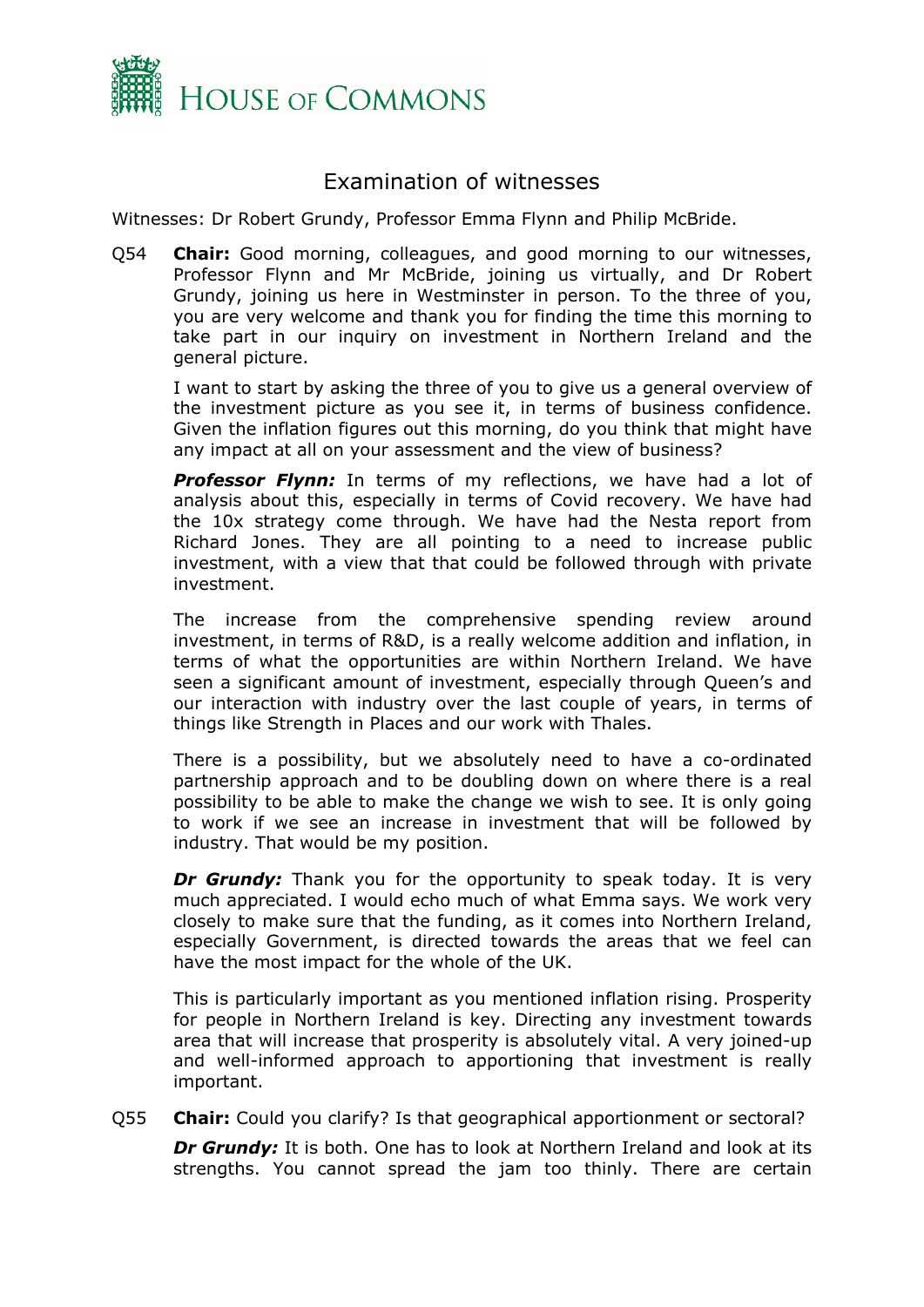## Examination of witnesses

Witnesses: Dr Robert Grundy, Professor Emma Flynn and Philip McBride.

Q54 **Chair:** Good morning, colleagues, and good morning to our witnesses, Professor Flynn and Mr McBride, joining us virtually, and Dr Robert Grundy, joining us here in Westminster in person. To the three of you, you are very welcome and thank you for finding the time this morning to take part in our inquiry on investment in Northern Ireland and the general picture.

I want to start by asking the three of you to give us a general overview of the investment picture as you see it, in terms of business confidence. Given the inflation figures out this morning, do you think that might have any impact at all on your assessment and the view of business?

***Professor Flynn:*** In terms of my reflections, we have had a lot of analysis about this, especially in terms of Covid recovery. We have had the 10x strategy come through. We have had the Nesta report from Richard Jones. They are all pointing to a need to increase public investment, with a view that that could be followed through with private investment.

The increase from the comprehensive spending review around investment, in terms of R&D, is a really welcome addition and inflation, in terms of what the opportunities are within Northern Ireland. We have seen a significant amount of investment, especially through Queen's and our interaction with industry over the last couple of years, in terms of things like Strength in Places and our work with Thales.

There is a possibility, but we absolutely need to have a co-ordinated partnership approach and to be doubling down on where there is a real possibility to be able to make the change we wish to see. It is only going to work if we see an increase in investment that will be followed by industry. That would be my position.

***Dr Grundy:*** Thank you for the opportunity to speak today. It is very much appreciated. I would echo much of what Emma says. We work very closely to make sure that the funding, as it comes into Northern Ireland, especially Government, is directed towards the areas that we feel can have the most impact for the whole of the UK.

This is particularly important as you mentioned inflation rising. Prosperity for people in Northern Ireland is key. Directing any investment towards area that will increase that prosperity is absolutely vital. A very joined-up and well-informed approach to apportioning that investment is really important.

Q55 **Chair:** Could you clarify? Is that geographical apportionment or sectoral?

***Dr Grundy:*** It is both. One has to look at Northern Ireland and look at its strengths. You cannot spread the jam too thinly. There are certain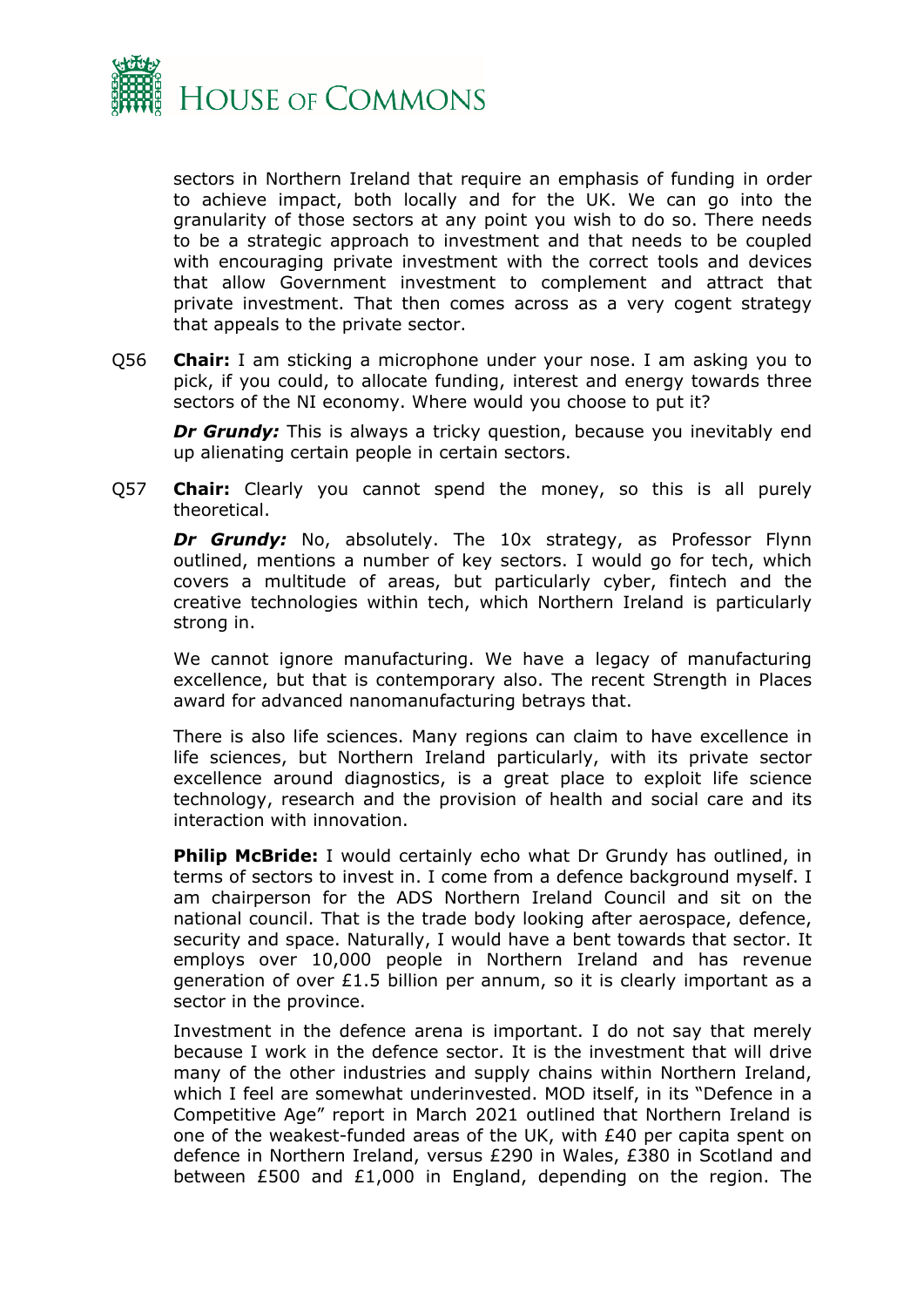sectors in Northern Ireland that require an emphasis of funding in order to achieve impact, both locally and for the UK. We can go into the granularity of those sectors at any point you wish to do so. There needs to be a strategic approach to investment and that needs to be coupled with encouraging private investment with the correct tools and devices that allow Government investment to complement and attract that private investment. That then comes across as a very cogent strategy that appeals to the private sector.

Q56 **Chair:** I am sticking a microphone under your nose. I am asking you to pick, if you could, to allocate funding, interest and energy towards three sectors of the NI economy. Where would you choose to put it?

***Dr Grundy:*** This is always a tricky question, because you inevitably end up alienating certain people in certain sectors.

Q57 **Chair:** Clearly you cannot spend the money, so this is all purely theoretical.

***Dr Grundy:*** No, absolutely. The 10x strategy, as Professor Flynn outlined, mentions a number of key sectors. I would go for tech, which covers a multitude of areas, but particularly cyber, fintech and the creative technologies within tech, which Northern Ireland is particularly strong in.

We cannot ignore manufacturing. We have a legacy of manufacturing excellence, but that is contemporary also. The recent Strength in Places award for advanced nanomanufacturing betrays that.

There is also life sciences. Many regions can claim to have excellence in life sciences, but Northern Ireland particularly, with its private sector excellence around diagnostics, is a great place to exploit life science technology, research and the provision of health and social care and its interaction with innovation.

**Philip McBride:** I would certainly echo what Dr Grundy has outlined, in terms of sectors to invest in. I come from a defence background myself. I am chairperson for the ADS Northern Ireland Council and sit on the national council. That is the trade body looking after aerospace, defence, security and space. Naturally, I would have a bent towards that sector. It employs over 10,000 people in Northern Ireland and has revenue generation of over £1.5 billion per annum, so it is clearly important as a sector in the province.

Investment in the defence arena is important. I do not say that merely because I work in the defence sector. It is the investment that will drive many of the other industries and supply chains within Northern Ireland, which I feel are somewhat underinvested. MOD itself, in its "Defence in a Competitive Age" report in March 2021 outlined that Northern Ireland is one of the weakest-funded areas of the UK, with £40 per capita spent on defence in Northern Ireland, versus £290 in Wales, £380 in Scotland and between £500 and £1,000 in England, depending on the region. The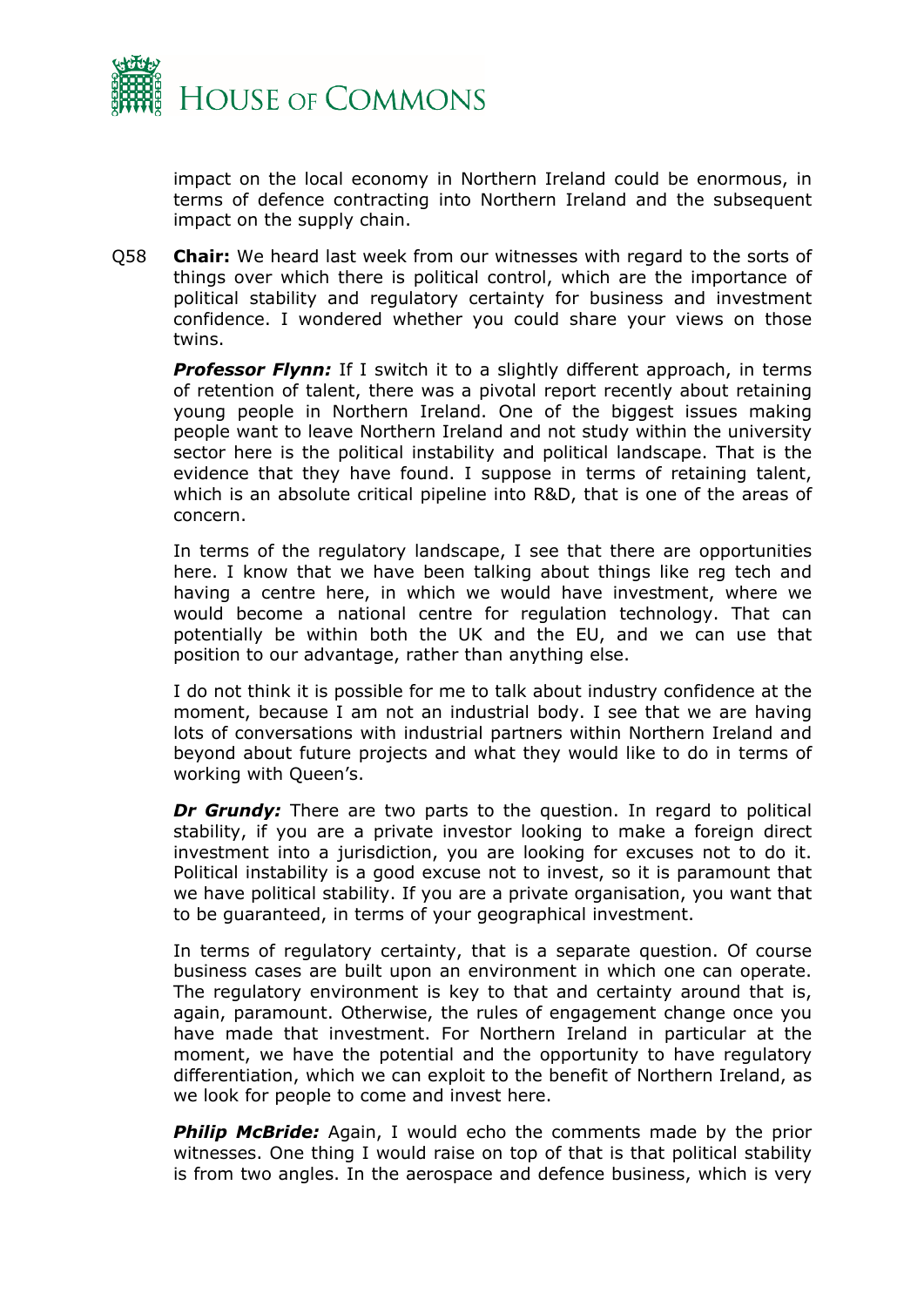impact on the local economy in Northern Ireland could be enormous, in terms of defence contracting into Northern Ireland and the subsequent impact on the supply chain.

Q58 **Chair:** We heard last week from our witnesses with regard to the sorts of things over which there is political control, which are the importance of political stability and regulatory certainty for business and investment confidence. I wondered whether you could share your views on those twins.

***Professor Flynn:*** If I switch it to a slightly different approach, in terms of retention of talent, there was a pivotal report recently about retaining young people in Northern Ireland. One of the biggest issues making people want to leave Northern Ireland and not study within the university sector here is the political instability and political landscape. That is the evidence that they have found. I suppose in terms of retaining talent, which is an absolute critical pipeline into R&D, that is one of the areas of concern.

In terms of the regulatory landscape, I see that there are opportunities here. I know that we have been talking about things like reg tech and having a centre here, in which we would have investment, where we would become a national centre for regulation technology. That can potentially be within both the UK and the EU, and we can use that position to our advantage, rather than anything else.

I do not think it is possible for me to talk about industry confidence at the moment, because I am not an industrial body. I see that we are having lots of conversations with industrial partners within Northern Ireland and beyond about future projects and what they would like to do in terms of working with Queen's.

***Dr Grundy:*** There are two parts to the question. In regard to political stability, if you are a private investor looking to make a foreign direct investment into a jurisdiction, you are looking for excuses not to do it. Political instability is a good excuse not to invest, so it is paramount that we have political stability. If you are a private organisation, you want that to be guaranteed, in terms of your geographical investment.

In terms of regulatory certainty, that is a separate question. Of course business cases are built upon an environment in which one can operate. The regulatory environment is key to that and certainty around that is, again, paramount. Otherwise, the rules of engagement change once you have made that investment. For Northern Ireland in particular at the moment, we have the potential and the opportunity to have regulatory differentiation, which we can exploit to the benefit of Northern Ireland, as we look for people to come and invest here.

***Philip McBride:*** Again, I would echo the comments made by the prior witnesses. One thing I would raise on top of that is that political stability is from two angles. In the aerospace and defence business, which is very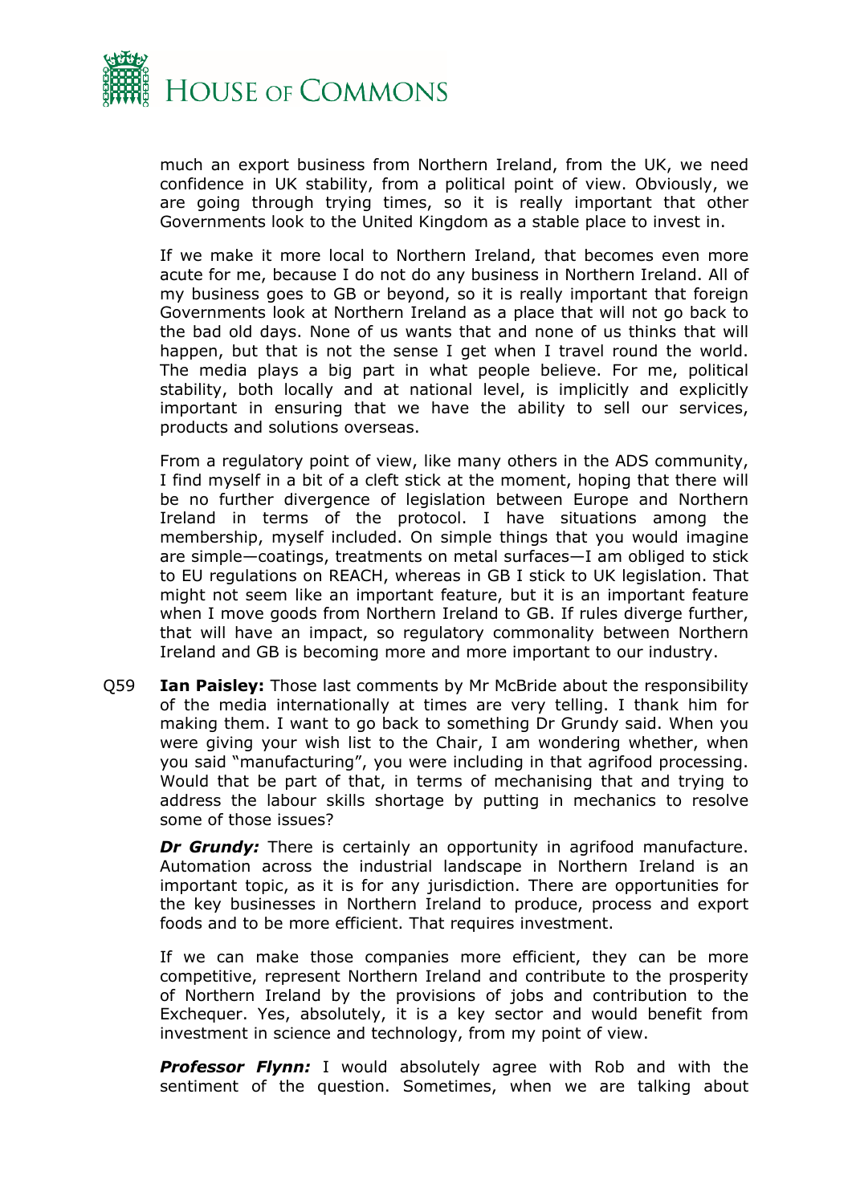much an export business from Northern Ireland, from the UK, we need confidence in UK stability, from a political point of view. Obviously, we are going through trying times, so it is really important that other Governments look to the United Kingdom as a stable place to invest in.

If we make it more local to Northern Ireland, that becomes even more acute for me, because I do not do any business in Northern Ireland. All of my business goes to GB or beyond, so it is really important that foreign Governments look at Northern Ireland as a place that will not go back to the bad old days. None of us wants that and none of us thinks that will happen, but that is not the sense I get when I travel round the world. The media plays a big part in what people believe. For me, political stability, both locally and at national level, is implicitly and explicitly important in ensuring that we have the ability to sell our services, products and solutions overseas.

From a regulatory point of view, like many others in the ADS community, I find myself in a bit of a cleft stick at the moment, hoping that there will be no further divergence of legislation between Europe and Northern Ireland in terms of the protocol. I have situations among the membership, myself included. On simple things that you would imagine are simple—coatings, treatments on metal surfaces—I am obliged to stick to EU regulations on REACH, whereas in GB I stick to UK legislation. That might not seem like an important feature, but it is an important feature when I move goods from Northern Ireland to GB. If rules diverge further, that will have an impact, so regulatory commonality between Northern Ireland and GB is becoming more and more important to our industry.

Q59 **Ian Paisley:** Those last comments by Mr McBride about the responsibility of the media internationally at times are very telling. I thank him for making them. I want to go back to something Dr Grundy said. When you were giving your wish list to the Chair, I am wondering whether, when you said "manufacturing", you were including in that agrifood processing. Would that be part of that, in terms of mechanising that and trying to address the labour skills shortage by putting in mechanics to resolve some of those issues?

***Dr Grundy:*** There is certainly an opportunity in agrifood manufacture. Automation across the industrial landscape in Northern Ireland is an important topic, as it is for any jurisdiction. There are opportunities for the key businesses in Northern Ireland to produce, process and export foods and to be more efficient. That requires investment.

If we can make those companies more efficient, they can be more competitive, represent Northern Ireland and contribute to the prosperity of Northern Ireland by the provisions of jobs and contribution to the Exchequer. Yes, absolutely, it is a key sector and would benefit from investment in science and technology, from my point of view.

***Professor Flynn:*** I would absolutely agree with Rob and with the sentiment of the question. Sometimes, when we are talking about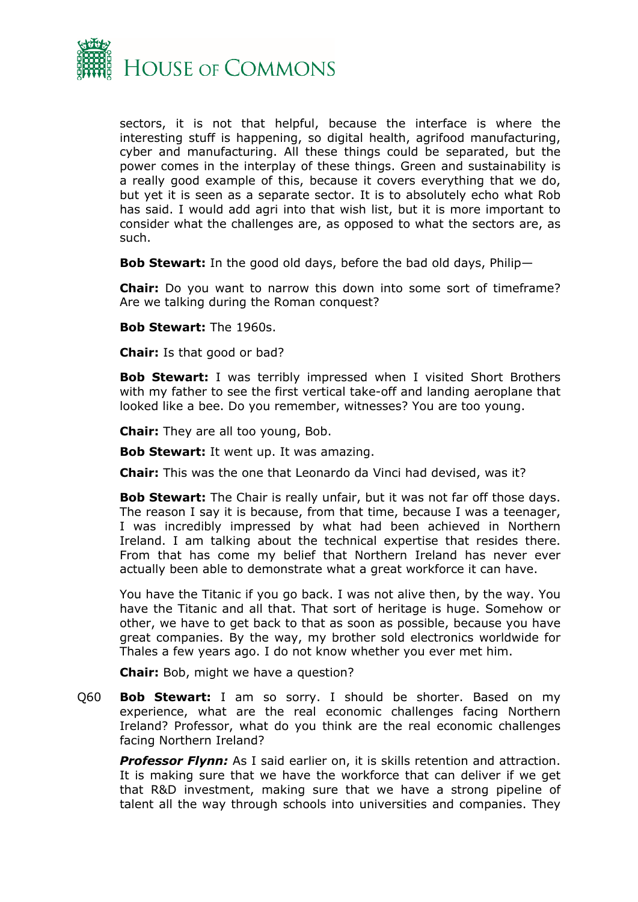sectors, it is not that helpful, because the interface is where the interesting stuff is happening, so digital health, agrifood manufacturing, cyber and manufacturing. All these things could be separated, but the power comes in the interplay of these things. Green and sustainability is a really good example of this, because it covers everything that we do, but yet it is seen as a separate sector. It is to absolutely echo what Rob has said. I would add agri into that wish list, but it is more important to consider what the challenges are, as opposed to what the sectors are, as such.

**Bob Stewart:** In the good old days, before the bad old days, Philip—

**Chair:** Do you want to narrow this down into some sort of timeframe? Are we talking during the Roman conquest?

**Bob Stewart:** The 1960s.

**Chair:** Is that good or bad?

**Bob Stewart:** I was terribly impressed when I visited Short Brothers with my father to see the first vertical take-off and landing aeroplane that looked like a bee. Do you remember, witnesses? You are too young.

**Chair:** They are all too young, Bob.

**Bob Stewart:** It went up. It was amazing.

**Chair:** This was the one that Leonardo da Vinci had devised, was it?

**Bob Stewart:** The Chair is really unfair, but it was not far off those days. The reason I say it is because, from that time, because I was a teenager, I was incredibly impressed by what had been achieved in Northern Ireland. I am talking about the technical expertise that resides there. From that has come my belief that Northern Ireland has never ever actually been able to demonstrate what a great workforce it can have.

You have the Titanic if you go back. I was not alive then, by the way. You have the Titanic and all that. That sort of heritage is huge. Somehow or other, we have to get back to that as soon as possible, because you have great companies. By the way, my brother sold electronics worldwide for Thales a few years ago. I do not know whether you ever met him.

**Chair:** Bob, might we have a question?

Q60 **Bob Stewart:** I am so sorry. I should be shorter. Based on my experience, what are the real economic challenges facing Northern Ireland? Professor, what do you think are the real economic challenges facing Northern Ireland?

***Professor Flynn:*** As I said earlier on, it is skills retention and attraction. It is making sure that we have the workforce that can deliver if we get that R&D investment, making sure that we have a strong pipeline of talent all the way through schools into universities and companies. They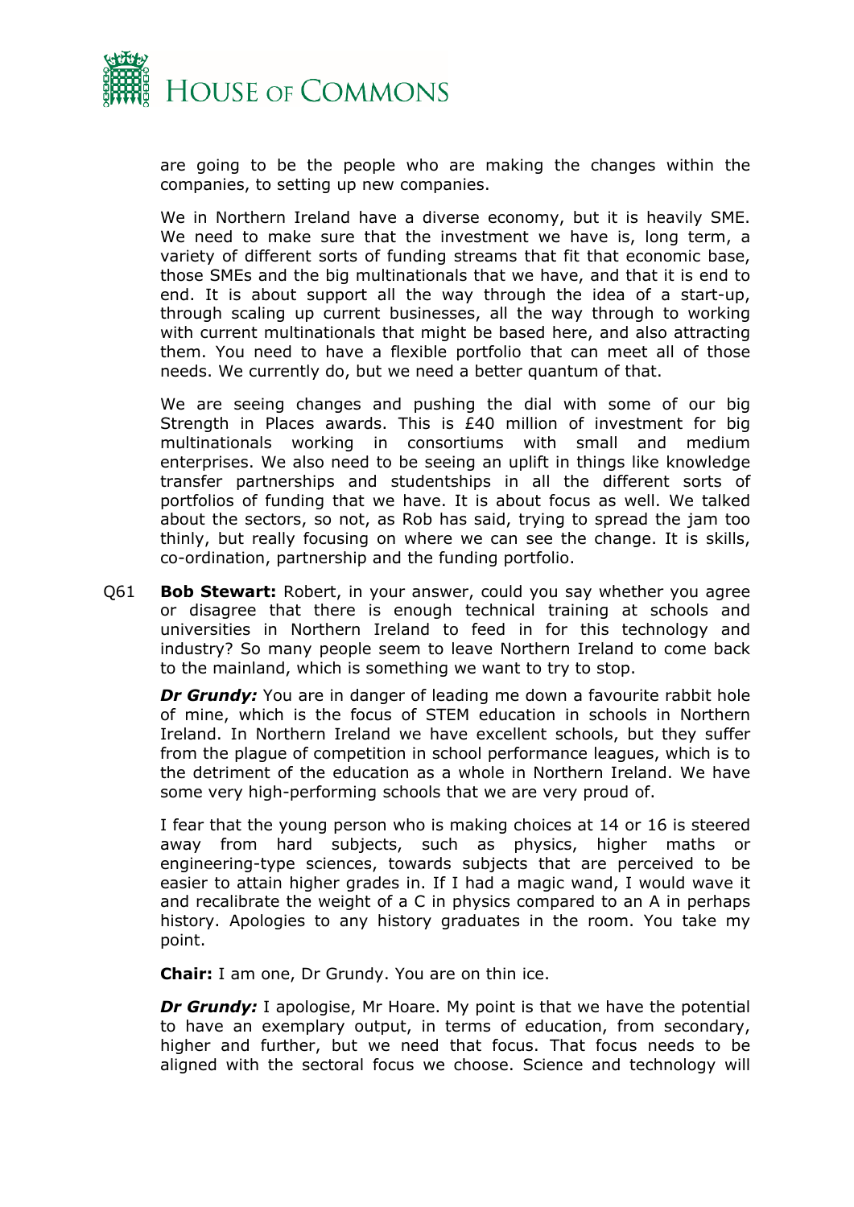are going to be the people who are making the changes within the companies, to setting up new companies.

We in Northern Ireland have a diverse economy, but it is heavily SME. We need to make sure that the investment we have is, long term, a variety of different sorts of funding streams that fit that economic base, those SMEs and the big multinationals that we have, and that it is end to end. It is about support all the way through the idea of a start-up, through scaling up current businesses, all the way through to working with current multinationals that might be based here, and also attracting them. You need to have a flexible portfolio that can meet all of those needs. We currently do, but we need a better quantum of that.

We are seeing changes and pushing the dial with some of our big Strength in Places awards. This is £40 million of investment for big multinationals working in consortiums with small and medium enterprises. We also need to be seeing an uplift in things like knowledge transfer partnerships and studentships in all the different sorts of portfolios of funding that we have. It is about focus as well. We talked about the sectors, so not, as Rob has said, trying to spread the jam too thinly, but really focusing on where we can see the change. It is skills, co-ordination, partnership and the funding portfolio.

Q61 **Bob Stewart:** Robert, in your answer, could you say whether you agree or disagree that there is enough technical training at schools and universities in Northern Ireland to feed in for this technology and industry? So many people seem to leave Northern Ireland to come back to the mainland, which is something we want to try to stop.

***Dr Grundy:*** You are in danger of leading me down a favourite rabbit hole of mine, which is the focus of STEM education in schools in Northern Ireland. In Northern Ireland we have excellent schools, but they suffer from the plague of competition in school performance leagues, which is to the detriment of the education as a whole in Northern Ireland. We have some very high-performing schools that we are very proud of.

I fear that the young person who is making choices at 14 or 16 is steered away from hard subjects, such as physics, higher maths or engineering-type sciences, towards subjects that are perceived to be easier to attain higher grades in. If I had a magic wand, I would wave it and recalibrate the weight of a C in physics compared to an A in perhaps history. Apologies to any history graduates in the room. You take my point.

**Chair:** I am one, Dr Grundy. You are on thin ice.

***Dr Grundy:*** I apologise, Mr Hoare. My point is that we have the potential to have an exemplary output, in terms of education, from secondary, higher and further, but we need that focus. That focus needs to be aligned with the sectoral focus we choose. Science and technology will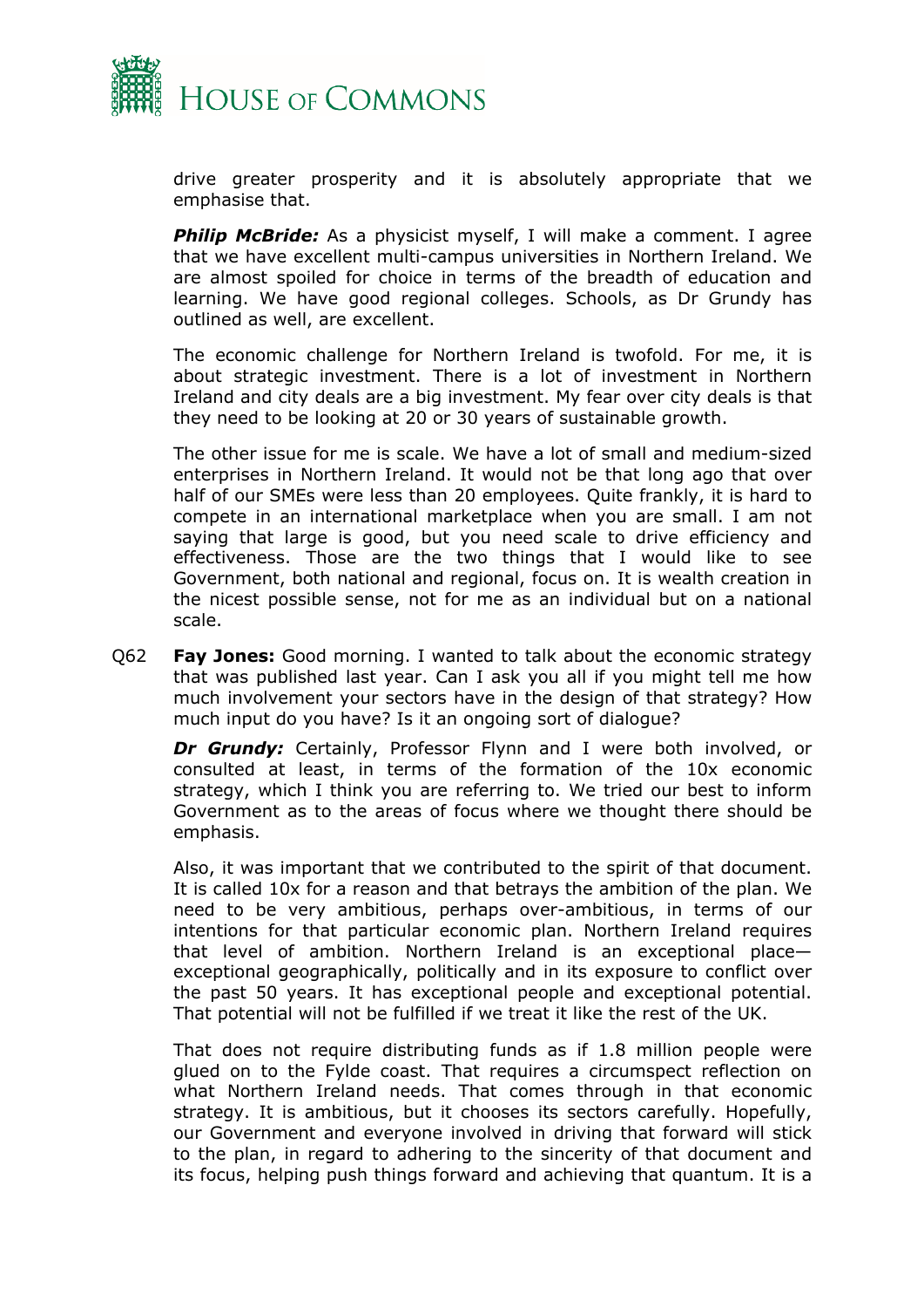drive greater prosperity and it is absolutely appropriate that we emphasise that.

***Philip McBride:*** As a physicist myself, I will make a comment. I agree that we have excellent multi-campus universities in Northern Ireland. We are almost spoiled for choice in terms of the breadth of education and learning. We have good regional colleges. Schools, as Dr Grundy has outlined as well, are excellent.

The economic challenge for Northern Ireland is twofold. For me, it is about strategic investment. There is a lot of investment in Northern Ireland and city deals are a big investment. My fear over city deals is that they need to be looking at 20 or 30 years of sustainable growth.

The other issue for me is scale. We have a lot of small and medium-sized enterprises in Northern Ireland. It would not be that long ago that over half of our SMEs were less than 20 employees. Quite frankly, it is hard to compete in an international marketplace when you are small. I am not saying that large is good, but you need scale to drive efficiency and effectiveness. Those are the two things that I would like to see Government, both national and regional, focus on. It is wealth creation in the nicest possible sense, not for me as an individual but on a national scale.

Q62 **Fay Jones:** Good morning. I wanted to talk about the economic strategy that was published last year. Can I ask you all if you might tell me how much involvement your sectors have in the design of that strategy? How much input do you have? Is it an ongoing sort of dialogue?

***Dr Grundy:*** Certainly, Professor Flynn and I were both involved, or consulted at least, in terms of the formation of the 10x economic strategy, which I think you are referring to. We tried our best to inform Government as to the areas of focus where we thought there should be emphasis.

Also, it was important that we contributed to the spirit of that document. It is called 10x for a reason and that betrays the ambition of the plan. We need to be very ambitious, perhaps over-ambitious, in terms of our intentions for that particular economic plan. Northern Ireland requires that level of ambition. Northern Ireland is an exceptional place—exceptional geographically, politically and in its exposure to conflict over the past 50 years. It has exceptional people and exceptional potential. That potential will not be fulfilled if we treat it like the rest of the UK.

That does not require distributing funds as if 1.8 million people were glued on to the Fylde coast. That requires a circumspect reflection on what Northern Ireland needs. That comes through in that economic strategy. It is ambitious, but it chooses its sectors carefully. Hopefully, our Government and everyone involved in driving that forward will stick to the plan, in regard to adhering to the sincerity of that document and its focus, helping push things forward and achieving that quantum. It is a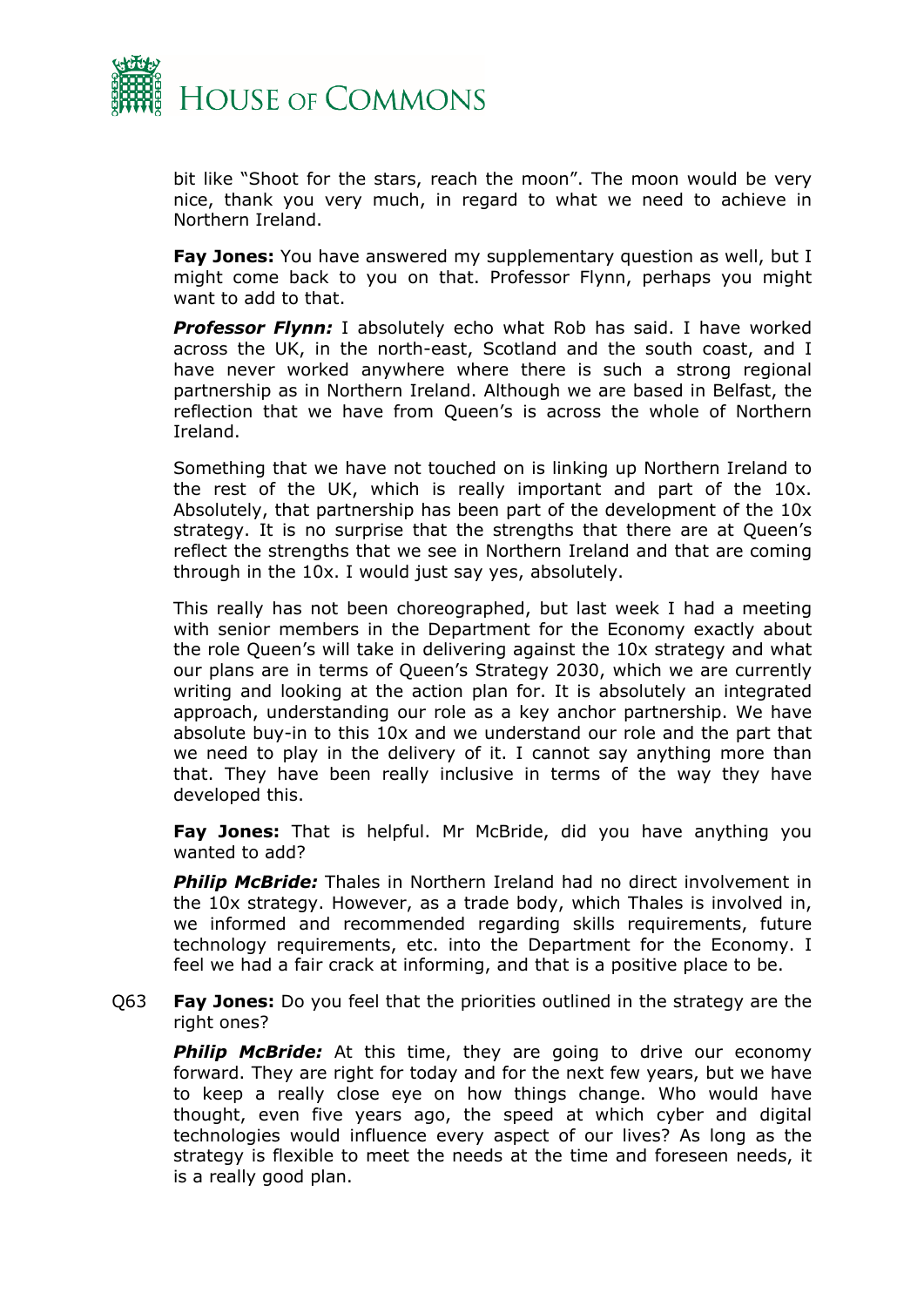bit like "Shoot for the stars, reach the moon". The moon would be very nice, thank you very much, in regard to what we need to achieve in Northern Ireland.

**Fay Jones:** You have answered my supplementary question as well, but I might come back to you on that. Professor Flynn, perhaps you might want to add to that.

***Professor Flynn:*** I absolutely echo what Rob has said. I have worked across the UK, in the north-east, Scotland and the south coast, and I have never worked anywhere where there is such a strong regional partnership as in Northern Ireland. Although we are based in Belfast, the reflection that we have from Queen's is across the whole of Northern Ireland.

Something that we have not touched on is linking up Northern Ireland to the rest of the UK, which is really important and part of the 10x. Absolutely, that partnership has been part of the development of the 10x strategy. It is no surprise that the strengths that there are at Queen's reflect the strengths that we see in Northern Ireland and that are coming through in the 10x. I would just say yes, absolutely.

This really has not been choreographed, but last week I had a meeting with senior members in the Department for the Economy exactly about the role Queen's will take in delivering against the 10x strategy and what our plans are in terms of Queen's Strategy 2030, which we are currently writing and looking at the action plan for. It is absolutely an integrated approach, understanding our role as a key anchor partnership. We have absolute buy-in to this 10x and we understand our role and the part that we need to play in the delivery of it. I cannot say anything more than that. They have been really inclusive in terms of the way they have developed this.

**Fay Jones:** That is helpful. Mr McBride, did you have anything you wanted to add?

***Philip McBride:*** Thales in Northern Ireland had no direct involvement in the 10x strategy. However, as a trade body, which Thales is involved in, we informed and recommended regarding skills requirements, future technology requirements, etc. into the Department for the Economy. I feel we had a fair crack at informing, and that is a positive place to be.

Q63 **Fay Jones:** Do you feel that the priorities outlined in the strategy are the right ones?

***Philip McBride:*** At this time, they are going to drive our economy forward. They are right for today and for the next few years, but we have to keep a really close eye on how things change. Who would have thought, even five years ago, the speed at which cyber and digital technologies would influence every aspect of our lives? As long as the strategy is flexible to meet the needs at the time and foreseen needs, it is a really good plan.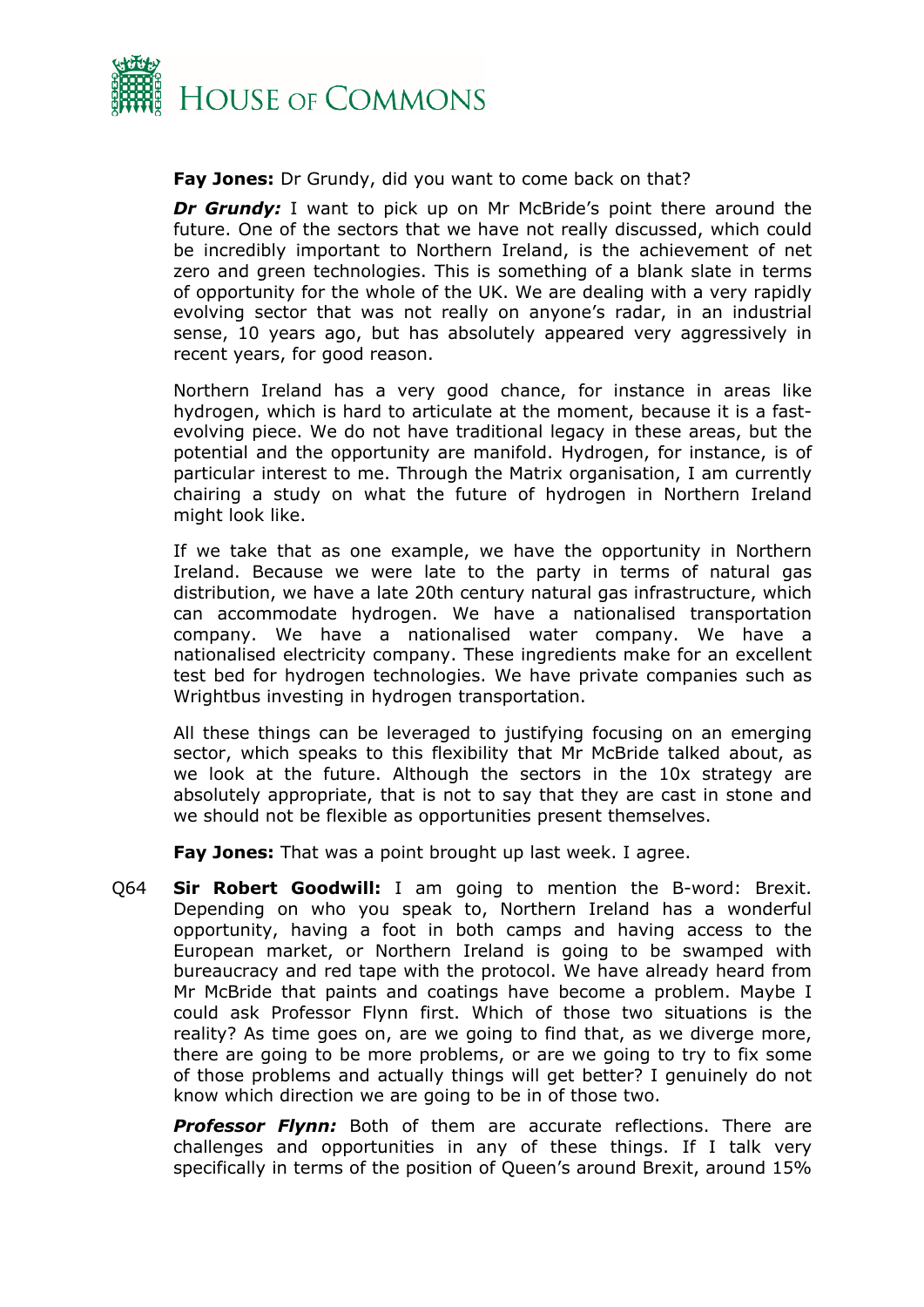**Fay Jones:** Dr Grundy, did you want to come back on that?

***Dr Grundy:*** I want to pick up on Mr McBride's point there around the future. One of the sectors that we have not really discussed, which could be incredibly important to Northern Ireland, is the achievement of net zero and green technologies. This is something of a blank slate in terms of opportunity for the whole of the UK. We are dealing with a very rapidly evolving sector that was not really on anyone's radar, in an industrial sense, 10 years ago, but has absolutely appeared very aggressively in recent years, for good reason.

Northern Ireland has a very good chance, for instance in areas like hydrogen, which is hard to articulate at the moment, because it is a fast-evolving piece. We do not have traditional legacy in these areas, but the potential and the opportunity are manifold. Hydrogen, for instance, is of particular interest to me. Through the Matrix organisation, I am currently chairing a study on what the future of hydrogen in Northern Ireland might look like.

If we take that as one example, we have the opportunity in Northern Ireland. Because we were late to the party in terms of natural gas distribution, we have a late 20th century natural gas infrastructure, which can accommodate hydrogen. We have a nationalised transportation company. We have a nationalised water company. We have a nationalised electricity company. These ingredients make for an excellent test bed for hydrogen technologies. We have private companies such as Wrightbus investing in hydrogen transportation.

All these things can be leveraged to justifying focusing on an emerging sector, which speaks to this flexibility that Mr McBride talked about, as we look at the future. Although the sectors in the 10x strategy are absolutely appropriate, that is not to say that they are cast in stone and we should not be flexible as opportunities present themselves.

**Fay Jones:** That was a point brought up last week. I agree.

Q64 **Sir Robert Goodwill:** I am going to mention the B-word: Brexit. Depending on who you speak to, Northern Ireland has a wonderful opportunity, having a foot in both camps and having access to the European market, or Northern Ireland is going to be swamped with bureaucracy and red tape with the protocol. We have already heard from Mr McBride that paints and coatings have become a problem. Maybe I could ask Professor Flynn first. Which of those two situations is the reality? As time goes on, are we going to find that, as we diverge more, there are going to be more problems, or are we going to try to fix some of those problems and actually things will get better? I genuinely do not know which direction we are going to be in of those two.

***Professor Flynn:*** Both of them are accurate reflections. There are challenges and opportunities in any of these things. If I talk very specifically in terms of the position of Queen's around Brexit, around 15%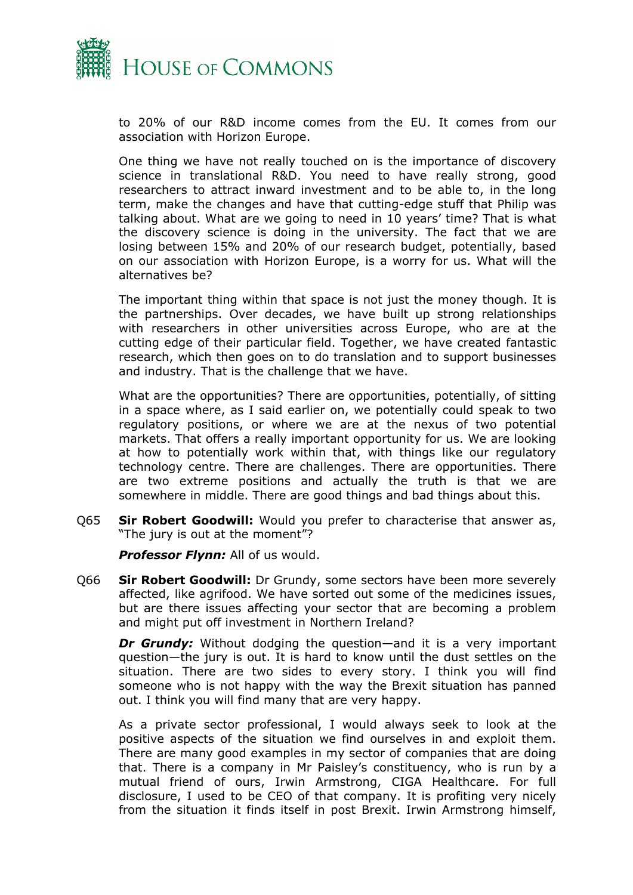to 20% of our R&D income comes from the EU. It comes from our association with Horizon Europe.

One thing we have not really touched on is the importance of discovery science in translational R&D. You need to have really strong, good researchers to attract inward investment and to be able to, in the long term, make the changes and have that cutting-edge stuff that Philip was talking about. What are we going to need in 10 years' time? That is what the discovery science is doing in the university. The fact that we are losing between 15% and 20% of our research budget, potentially, based on our association with Horizon Europe, is a worry for us. What will the alternatives be?

The important thing within that space is not just the money though. It is the partnerships. Over decades, we have built up strong relationships with researchers in other universities across Europe, who are at the cutting edge of their particular field. Together, we have created fantastic research, which then goes on to do translation and to support businesses and industry. That is the challenge that we have.

What are the opportunities? There are opportunities, potentially, of sitting in a space where, as I said earlier on, we potentially could speak to two regulatory positions, or where we are at the nexus of two potential markets. That offers a really important opportunity for us. We are looking at how to potentially work within that, with things like our regulatory technology centre. There are challenges. There are opportunities. There are two extreme positions and actually the truth is that we are somewhere in middle. There are good things and bad things about this.

Q65 **Sir Robert Goodwill:** Would you prefer to characterise that answer as, "The jury is out at the moment"?

***Professor Flynn:*** All of us would.

Q66 **Sir Robert Goodwill:** Dr Grundy, some sectors have been more severely affected, like agrifood. We have sorted out some of the medicines issues, but are there issues affecting your sector that are becoming a problem and might put off investment in Northern Ireland?

***Dr Grundy:*** Without dodging the question—and it is a very important question—the jury is out. It is hard to know until the dust settles on the situation. There are two sides to every story. I think you will find someone who is not happy with the way the Brexit situation has panned out. I think you will find many that are very happy.

As a private sector professional, I would always seek to look at the positive aspects of the situation we find ourselves in and exploit them. There are many good examples in my sector of companies that are doing that. There is a company in Mr Paisley's constituency, who is run by a mutual friend of ours, Irwin Armstrong, CIGA Healthcare. For full disclosure, I used to be CEO of that company. It is profiting very nicely from the situation it finds itself in post Brexit. Irwin Armstrong himself,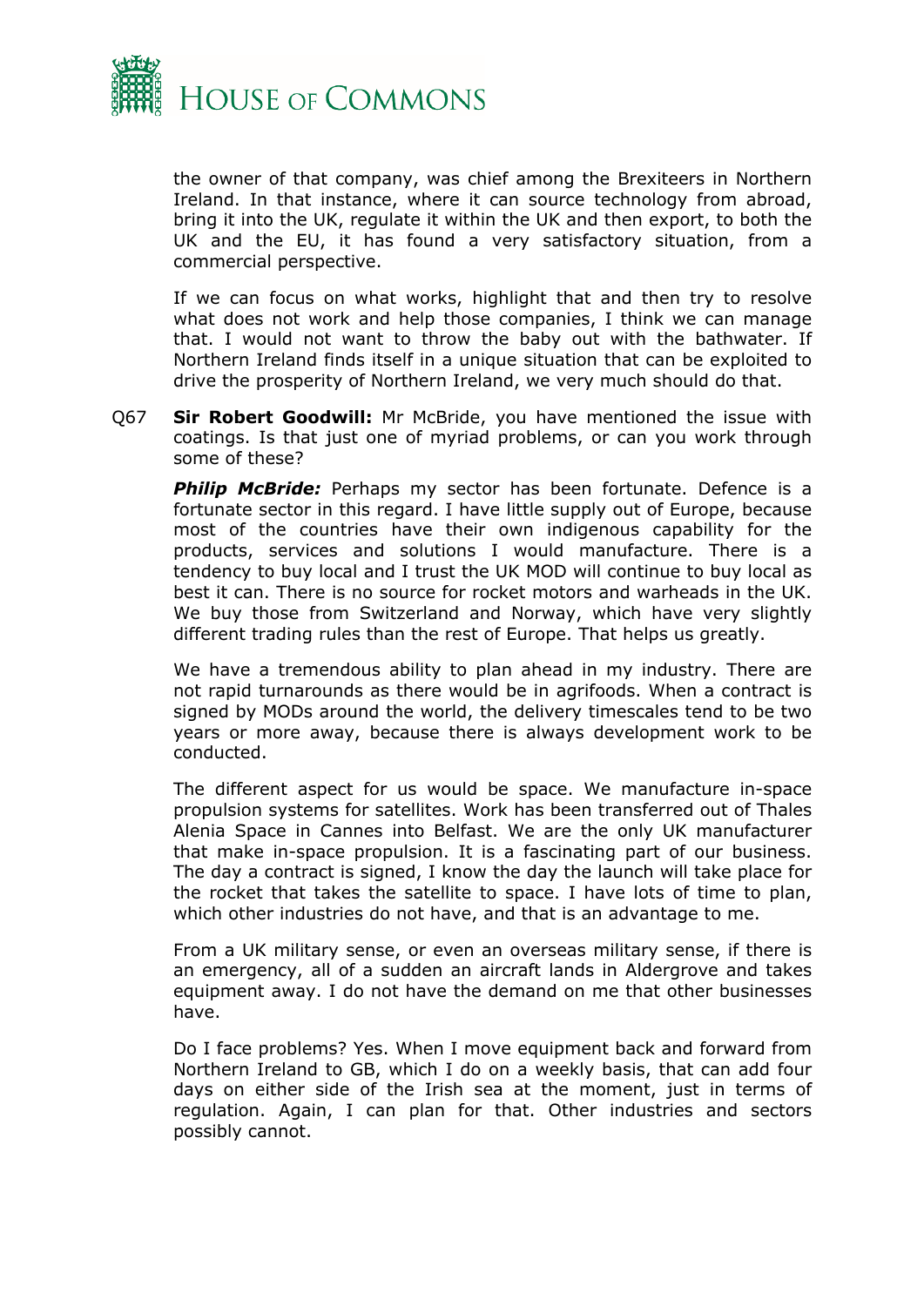the owner of that company, was chief among the Brexiteers in Northern Ireland. In that instance, where it can source technology from abroad, bring it into the UK, regulate it within the UK and then export, to both the UK and the EU, it has found a very satisfactory situation, from a commercial perspective.

If we can focus on what works, highlight that and then try to resolve what does not work and help those companies, I think we can manage that. I would not want to throw the baby out with the bathwater. If Northern Ireland finds itself in a unique situation that can be exploited to drive the prosperity of Northern Ireland, we very much should do that.

Q67 **Sir Robert Goodwill:** Mr McBride, you have mentioned the issue with coatings. Is that just one of myriad problems, or can you work through some of these?

***Philip McBride:*** Perhaps my sector has been fortunate. Defence is a fortunate sector in this regard. I have little supply out of Europe, because most of the countries have their own indigenous capability for the products, services and solutions I would manufacture. There is a tendency to buy local and I trust the UK MOD will continue to buy local as best it can. There is no source for rocket motors and warheads in the UK. We buy those from Switzerland and Norway, which have very slightly different trading rules than the rest of Europe. That helps us greatly.

We have a tremendous ability to plan ahead in my industry. There are not rapid turnarounds as there would be in agrifoods. When a contract is signed by MODs around the world, the delivery timescales tend to be two years or more away, because there is always development work to be conducted.

The different aspect for us would be space. We manufacture in-space propulsion systems for satellites. Work has been transferred out of Thales Alenia Space in Cannes into Belfast. We are the only UK manufacturer that make in-space propulsion. It is a fascinating part of our business. The day a contract is signed, I know the day the launch will take place for the rocket that takes the satellite to space. I have lots of time to plan, which other industries do not have, and that is an advantage to me.

From a UK military sense, or even an overseas military sense, if there is an emergency, all of a sudden an aircraft lands in Aldergrove and takes equipment away. I do not have the demand on me that other businesses have.

Do I face problems? Yes. When I move equipment back and forward from Northern Ireland to GB, which I do on a weekly basis, that can add four days on either side of the Irish sea at the moment, just in terms of regulation. Again, I can plan for that. Other industries and sectors possibly cannot.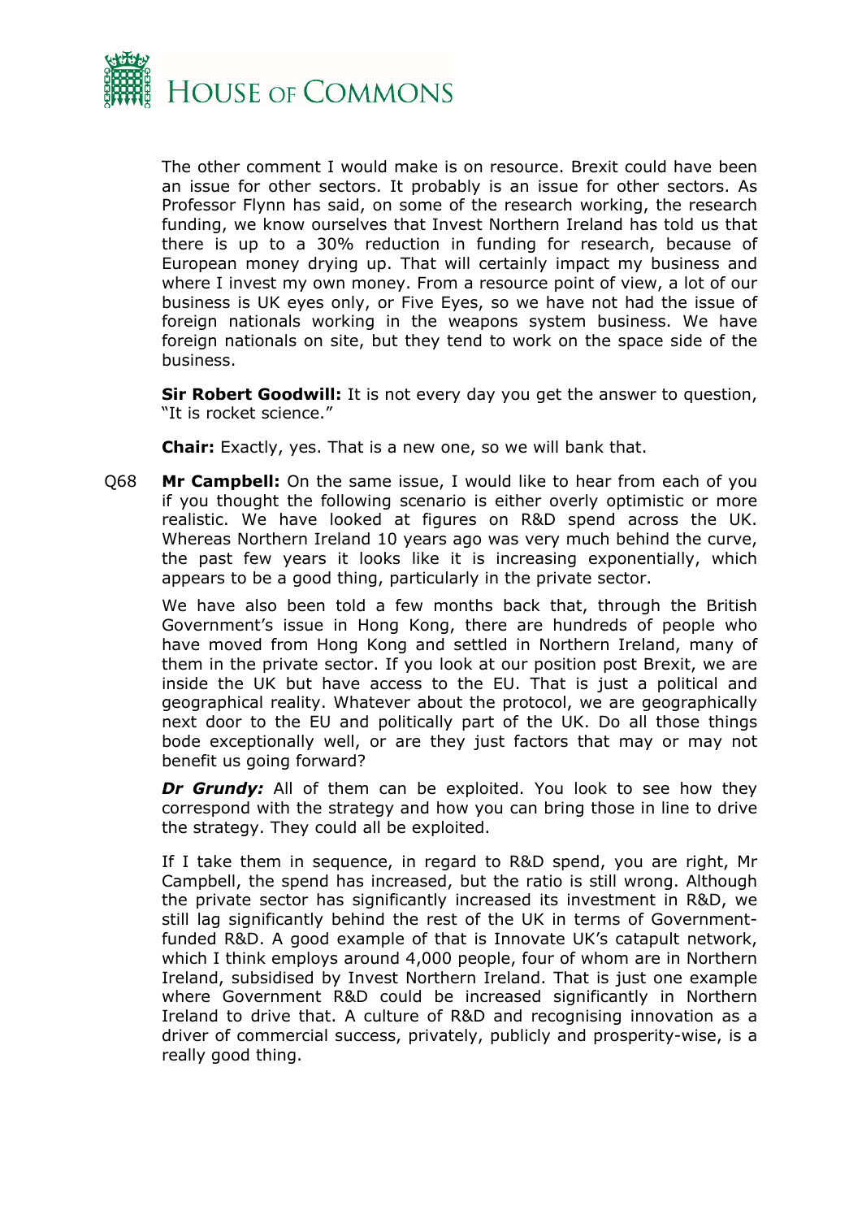The other comment I would make is on resource. Brexit could have been an issue for other sectors. It probably is an issue for other sectors. As Professor Flynn has said, on some of the research working, the research funding, we know ourselves that Invest Northern Ireland has told us that there is up to a 30% reduction in funding for research, because of European money drying up. That will certainly impact my business and where I invest my own money. From a resource point of view, a lot of our business is UK eyes only, or Five Eyes, so we have not had the issue of foreign nationals working in the weapons system business. We have foreign nationals on site, but they tend to work on the space side of the business.

**Sir Robert Goodwill:** It is not every day you get the answer to question, "It is rocket science."

**Chair:** Exactly, yes. That is a new one, so we will bank that.

Q68 **Mr Campbell:** On the same issue, I would like to hear from each of you if you thought the following scenario is either overly optimistic or more realistic. We have looked at figures on R&D spend across the UK. Whereas Northern Ireland 10 years ago was very much behind the curve, the past few years it looks like it is increasing exponentially, which appears to be a good thing, particularly in the private sector.

We have also been told a few months back that, through the British Government's issue in Hong Kong, there are hundreds of people who have moved from Hong Kong and settled in Northern Ireland, many of them in the private sector. If you look at our position post Brexit, we are inside the UK but have access to the EU. That is just a political and geographical reality. Whatever about the protocol, we are geographically next door to the EU and politically part of the UK. Do all those things bode exceptionally well, or are they just factors that may or may not benefit us going forward?

***Dr Grundy:*** All of them can be exploited. You look to see how they correspond with the strategy and how you can bring those in line to drive the strategy. They could all be exploited.

If I take them in sequence, in regard to R&D spend, you are right, Mr Campbell, the spend has increased, but the ratio is still wrong. Although the private sector has significantly increased its investment in R&D, we still lag significantly behind the rest of the UK in terms of Government-funded R&D. A good example of that is Innovate UK's catapult network, which I think employs around 4,000 people, four of whom are in Northern Ireland, subsidised by Invest Northern Ireland. That is just one example where Government R&D could be increased significantly in Northern Ireland to drive that. A culture of R&D and recognising innovation as a driver of commercial success, privately, publicly and prosperity-wise, is a really good thing.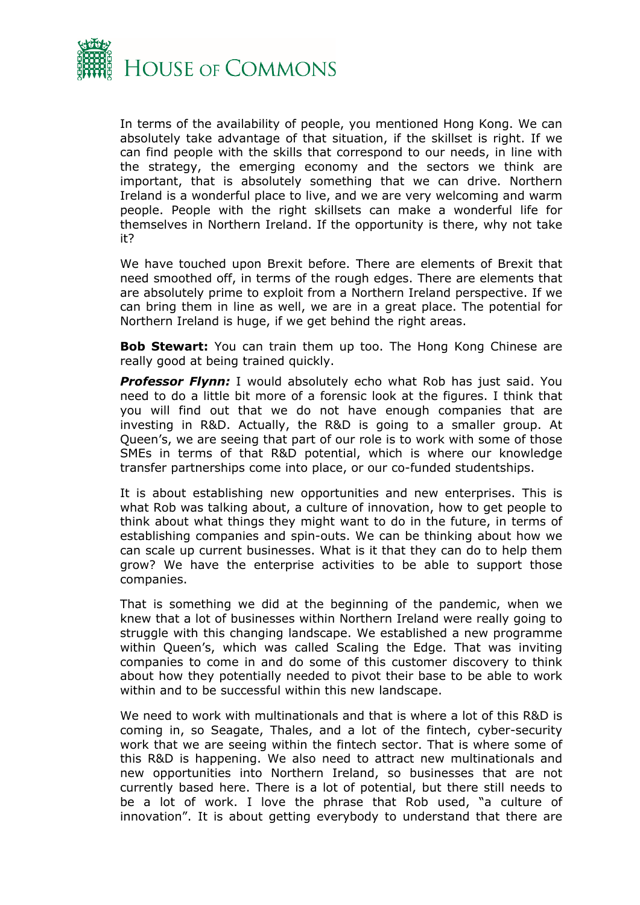In terms of the availability of people, you mentioned Hong Kong. We can absolutely take advantage of that situation, if the skillset is right. If we can find people with the skills that correspond to our needs, in line with the strategy, the emerging economy and the sectors we think are important, that is absolutely something that we can drive. Northern Ireland is a wonderful place to live, and we are very welcoming and warm people. People with the right skillsets can make a wonderful life for themselves in Northern Ireland. If the opportunity is there, why not take it?

We have touched upon Brexit before. There are elements of Brexit that need smoothed off, in terms of the rough edges. There are elements that are absolutely prime to exploit from a Northern Ireland perspective. If we can bring them in line as well, we are in a great place. The potential for Northern Ireland is huge, if we get behind the right areas.

**Bob Stewart:** You can train them up too. The Hong Kong Chinese are really good at being trained quickly.

***Professor Flynn:*** I would absolutely echo what Rob has just said. You need to do a little bit more of a forensic look at the figures. I think that you will find out that we do not have enough companies that are investing in R&D. Actually, the R&D is going to a smaller group. At Queen's, we are seeing that part of our role is to work with some of those SMEs in terms of that R&D potential, which is where our knowledge transfer partnerships come into place, or our co-funded studentships.

It is about establishing new opportunities and new enterprises. This is what Rob was talking about, a culture of innovation, how to get people to think about what things they might want to do in the future, in terms of establishing companies and spin-outs. We can be thinking about how we can scale up current businesses. What is it that they can do to help them grow? We have the enterprise activities to be able to support those companies.

That is something we did at the beginning of the pandemic, when we knew that a lot of businesses within Northern Ireland were really going to struggle with this changing landscape. We established a new programme within Queen's, which was called Scaling the Edge. That was inviting companies to come in and do some of this customer discovery to think about how they potentially needed to pivot their base to be able to work within and to be successful within this new landscape.

We need to work with multinationals and that is where a lot of this R&D is coming in, so Seagate, Thales, and a lot of the fintech, cyber-security work that we are seeing within the fintech sector. That is where some of this R&D is happening. We also need to attract new multinationals and new opportunities into Northern Ireland, so businesses that are not currently based here. There is a lot of potential, but there still needs to be a lot of work. I love the phrase that Rob used, "a culture of innovation". It is about getting everybody to understand that there are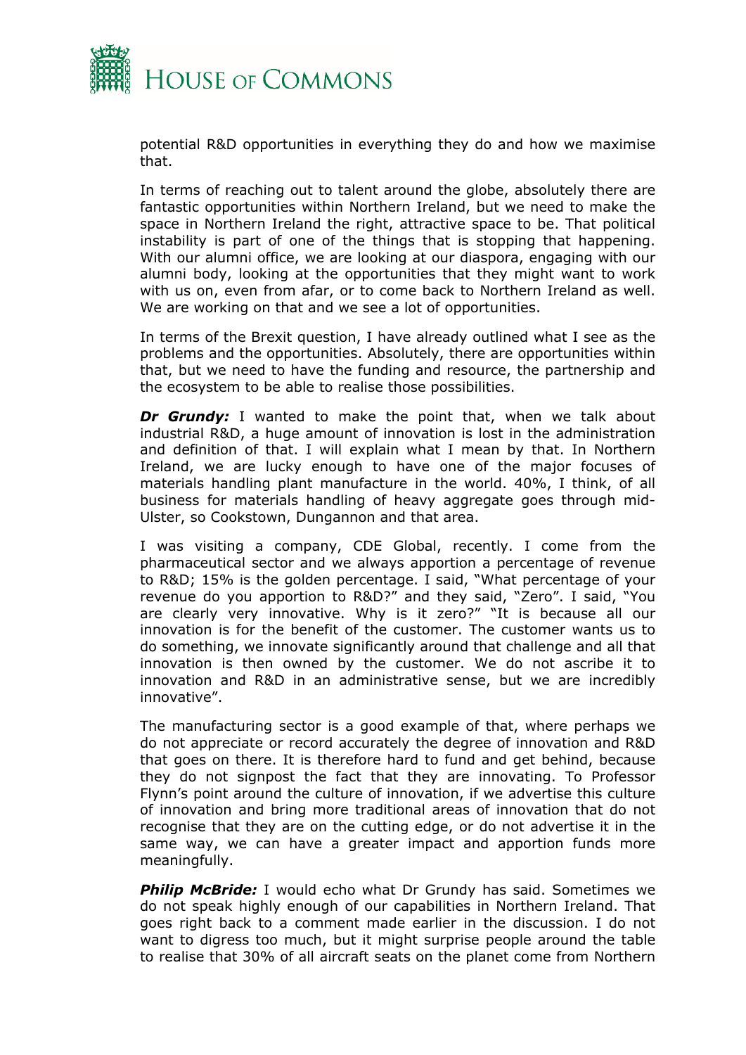potential R&D opportunities in everything they do and how we maximise that.

In terms of reaching out to talent around the globe, absolutely there are fantastic opportunities within Northern Ireland, but we need to make the space in Northern Ireland the right, attractive space to be. That political instability is part of one of the things that is stopping that happening. With our alumni office, we are looking at our diaspora, engaging with our alumni body, looking at the opportunities that they might want to work with us on, even from afar, or to come back to Northern Ireland as well. We are working on that and we see a lot of opportunities.

In terms of the Brexit question, I have already outlined what I see as the problems and the opportunities. Absolutely, there are opportunities within that, but we need to have the funding and resource, the partnership and the ecosystem to be able to realise those possibilities.

***Dr Grundy:*** I wanted to make the point that, when we talk about industrial R&D, a huge amount of innovation is lost in the administration and definition of that. I will explain what I mean by that. In Northern Ireland, we are lucky enough to have one of the major focuses of materials handling plant manufacture in the world. 40%, I think, of all business for materials handling of heavy aggregate goes through mid-Ulster, so Cookstown, Dungannon and that area.

I was visiting a company, CDE Global, recently. I come from the pharmaceutical sector and we always apportion a percentage of revenue to R&D; 15% is the golden percentage. I said, "What percentage of your revenue do you apportion to R&D?" and they said, "Zero". I said, "You are clearly very innovative. Why is it zero?" "It is because all our innovation is for the benefit of the customer. The customer wants us to do something, we innovate significantly around that challenge and all that innovation is then owned by the customer. We do not ascribe it to innovation and R&D in an administrative sense, but we are incredibly innovative".

The manufacturing sector is a good example of that, where perhaps we do not appreciate or record accurately the degree of innovation and R&D that goes on there. It is therefore hard to fund and get behind, because they do not signpost the fact that they are innovating. To Professor Flynn's point around the culture of innovation, if we advertise this culture of innovation and bring more traditional areas of innovation that do not recognise that they are on the cutting edge, or do not advertise it in the same way, we can have a greater impact and apportion funds more meaningfully.

***Philip McBride:*** I would echo what Dr Grundy has said. Sometimes we do not speak highly enough of our capabilities in Northern Ireland. That goes right back to a comment made earlier in the discussion. I do not want to digress too much, but it might surprise people around the table to realise that 30% of all aircraft seats on the planet come from Northern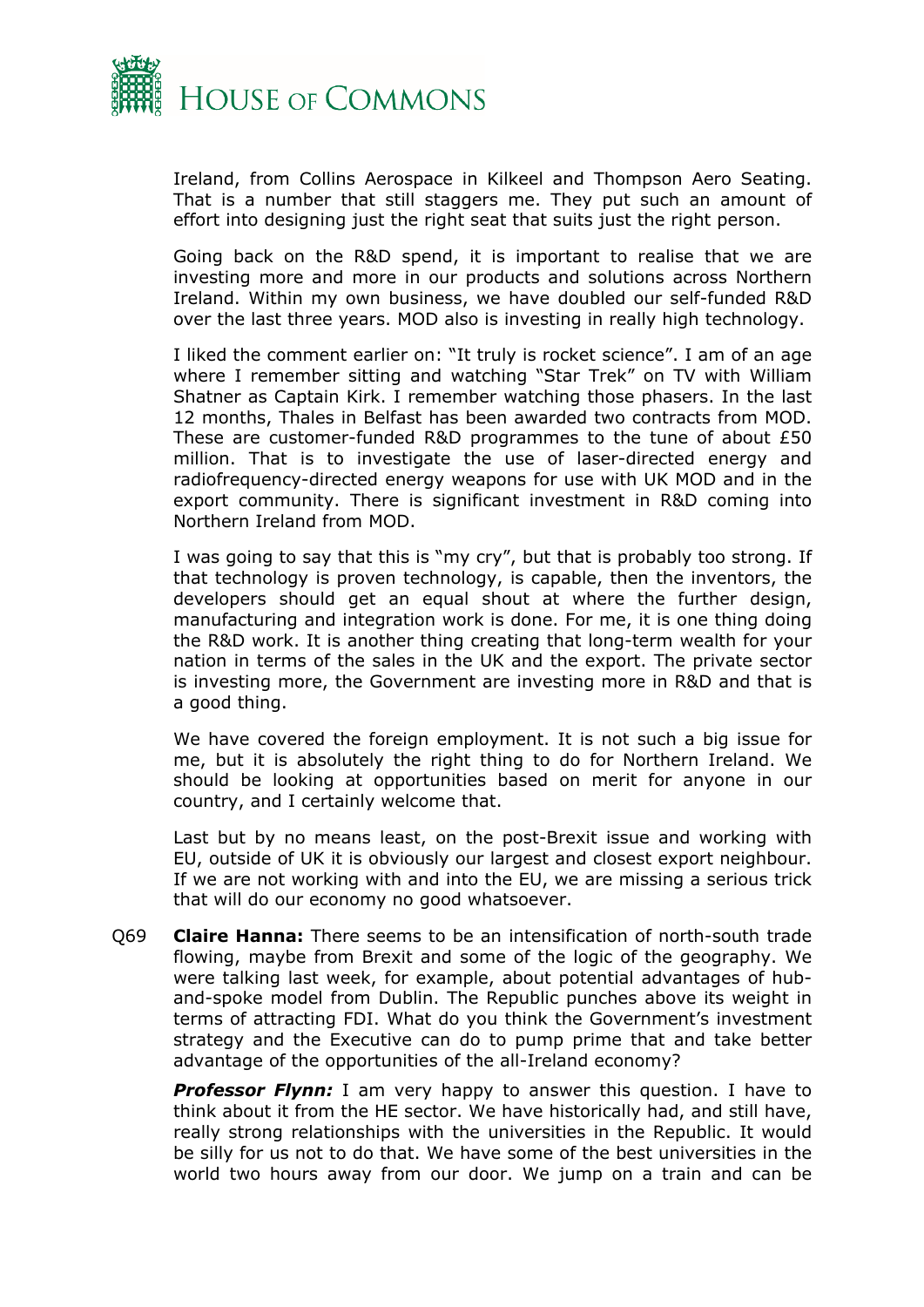Ireland, from Collins Aerospace in Kilkeel and Thompson Aero Seating. That is a number that still staggers me. They put such an amount of effort into designing just the right seat that suits just the right person.

Going back on the R&D spend, it is important to realise that we are investing more and more in our products and solutions across Northern Ireland. Within my own business, we have doubled our self-funded R&D over the last three years. MOD also is investing in really high technology.

I liked the comment earlier on: "It truly is rocket science". I am of an age where I remember sitting and watching "Star Trek" on TV with William Shatner as Captain Kirk. I remember watching those phasers. In the last 12 months, Thales in Belfast has been awarded two contracts from MOD. These are customer-funded R&D programmes to the tune of about £50 million. That is to investigate the use of laser-directed energy and radiofrequency-directed energy weapons for use with UK MOD and in the export community. There is significant investment in R&D coming into Northern Ireland from MOD.

I was going to say that this is "my cry", but that is probably too strong. If that technology is proven technology, is capable, then the inventors, the developers should get an equal shout at where the further design, manufacturing and integration work is done. For me, it is one thing doing the R&D work. It is another thing creating that long-term wealth for your nation in terms of the sales in the UK and the export. The private sector is investing more, the Government are investing more in R&D and that is a good thing.

We have covered the foreign employment. It is not such a big issue for me, but it is absolutely the right thing to do for Northern Ireland. We should be looking at opportunities based on merit for anyone in our country, and I certainly welcome that.

Last but by no means least, on the post-Brexit issue and working with EU, outside of UK it is obviously our largest and closest export neighbour. If we are not working with and into the EU, we are missing a serious trick that will do our economy no good whatsoever.

Q69 **Claire Hanna:** There seems to be an intensification of north-south trade flowing, maybe from Brexit and some of the logic of the geography. We were talking last week, for example, about potential advantages of hub-and-spoke model from Dublin. The Republic punches above its weight in terms of attracting FDI. What do you think the Government's investment strategy and the Executive can do to pump prime that and take better advantage of the opportunities of the all-Ireland economy?

***Professor Flynn:*** I am very happy to answer this question. I have to think about it from the HE sector. We have historically had, and still have, really strong relationships with the universities in the Republic. It would be silly for us not to do that. We have some of the best universities in the world two hours away from our door. We jump on a train and can be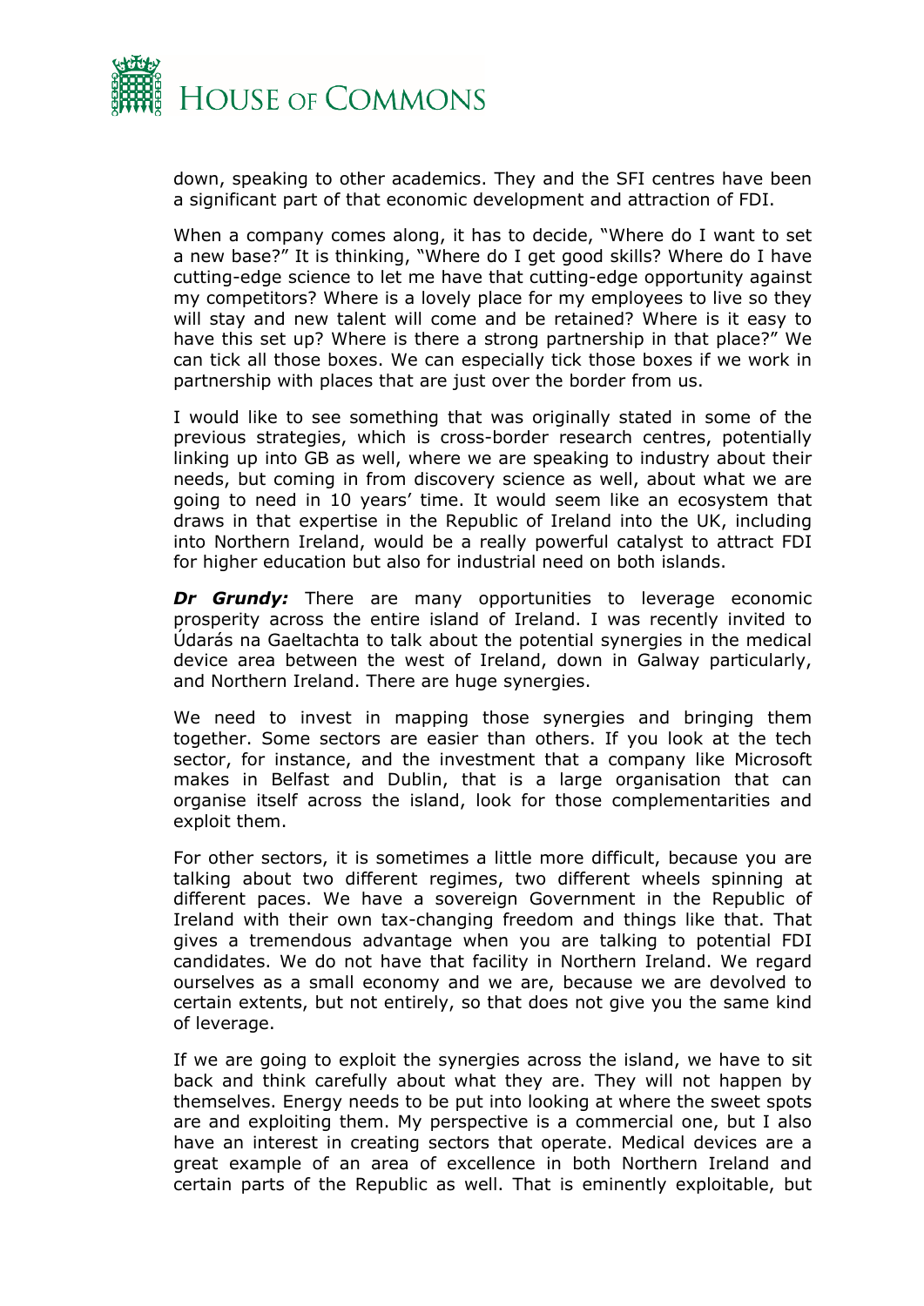down, speaking to other academics. They and the SFI centres have been a significant part of that economic development and attraction of FDI.

When a company comes along, it has to decide, "Where do I want to set a new base?" It is thinking, "Where do I get good skills? Where do I have cutting-edge science to let me have that cutting-edge opportunity against my competitors? Where is a lovely place for my employees to live so they will stay and new talent will come and be retained? Where is it easy to have this set up? Where is there a strong partnership in that place?" We can tick all those boxes. We can especially tick those boxes if we work in partnership with places that are just over the border from us.

I would like to see something that was originally stated in some of the previous strategies, which is cross-border research centres, potentially linking up into GB as well, where we are speaking to industry about their needs, but coming in from discovery science as well, about what we are going to need in 10 years' time. It would seem like an ecosystem that draws in that expertise in the Republic of Ireland into the UK, including into Northern Ireland, would be a really powerful catalyst to attract FDI for higher education but also for industrial need on both islands.

***Dr Grundy:*** There are many opportunities to leverage economic prosperity across the entire island of Ireland. I was recently invited to Údarás na Gaeltachta to talk about the potential synergies in the medical device area between the west of Ireland, down in Galway particularly, and Northern Ireland. There are huge synergies.

We need to invest in mapping those synergies and bringing them together. Some sectors are easier than others. If you look at the tech sector, for instance, and the investment that a company like Microsoft makes in Belfast and Dublin, that is a large organisation that can organise itself across the island, look for those complementarities and exploit them.

For other sectors, it is sometimes a little more difficult, because you are talking about two different regimes, two different wheels spinning at different paces. We have a sovereign Government in the Republic of Ireland with their own tax-changing freedom and things like that. That gives a tremendous advantage when you are talking to potential FDI candidates. We do not have that facility in Northern Ireland. We regard ourselves as a small economy and we are, because we are devolved to certain extents, but not entirely, so that does not give you the same kind of leverage.

If we are going to exploit the synergies across the island, we have to sit back and think carefully about what they are. They will not happen by themselves. Energy needs to be put into looking at where the sweet spots are and exploiting them. My perspective is a commercial one, but I also have an interest in creating sectors that operate. Medical devices are a great example of an area of excellence in both Northern Ireland and certain parts of the Republic as well. That is eminently exploitable, but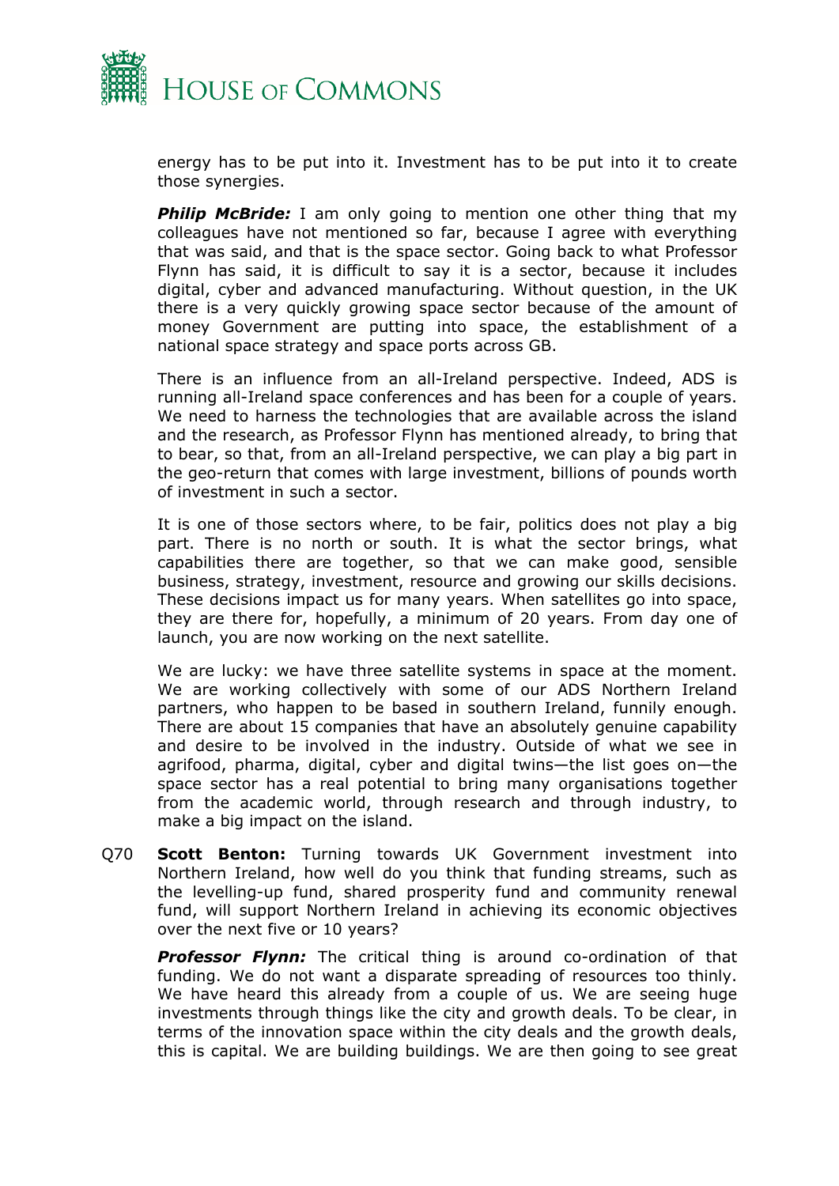energy has to be put into it. Investment has to be put into it to create those synergies.

***Philip McBride:*** I am only going to mention one other thing that my colleagues have not mentioned so far, because I agree with everything that was said, and that is the space sector. Going back to what Professor Flynn has said, it is difficult to say it is a sector, because it includes digital, cyber and advanced manufacturing. Without question, in the UK there is a very quickly growing space sector because of the amount of money Government are putting into space, the establishment of a national space strategy and space ports across GB.

There is an influence from an all-Ireland perspective. Indeed, ADS is running all-Ireland space conferences and has been for a couple of years. We need to harness the technologies that are available across the island and the research, as Professor Flynn has mentioned already, to bring that to bear, so that, from an all-Ireland perspective, we can play a big part in the geo-return that comes with large investment, billions of pounds worth of investment in such a sector.

It is one of those sectors where, to be fair, politics does not play a big part. There is no north or south. It is what the sector brings, what capabilities there are together, so that we can make good, sensible business, strategy, investment, resource and growing our skills decisions. These decisions impact us for many years. When satellites go into space, they are there for, hopefully, a minimum of 20 years. From day one of launch, you are now working on the next satellite.

We are lucky: we have three satellite systems in space at the moment. We are working collectively with some of our ADS Northern Ireland partners, who happen to be based in southern Ireland, funnily enough. There are about 15 companies that have an absolutely genuine capability and desire to be involved in the industry. Outside of what we see in agrifood, pharma, digital, cyber and digital twins—the list goes on—the space sector has a real potential to bring many organisations together from the academic world, through research and through industry, to make a big impact on the island.

Q70 **Scott Benton:** Turning towards UK Government investment into Northern Ireland, how well do you think that funding streams, such as the levelling-up fund, shared prosperity fund and community renewal fund, will support Northern Ireland in achieving its economic objectives over the next five or 10 years?

***Professor Flynn:*** The critical thing is around co-ordination of that funding. We do not want a disparate spreading of resources too thinly. We have heard this already from a couple of us. We are seeing huge investments through things like the city and growth deals. To be clear, in terms of the innovation space within the city deals and the growth deals, this is capital. We are building buildings. We are then going to see great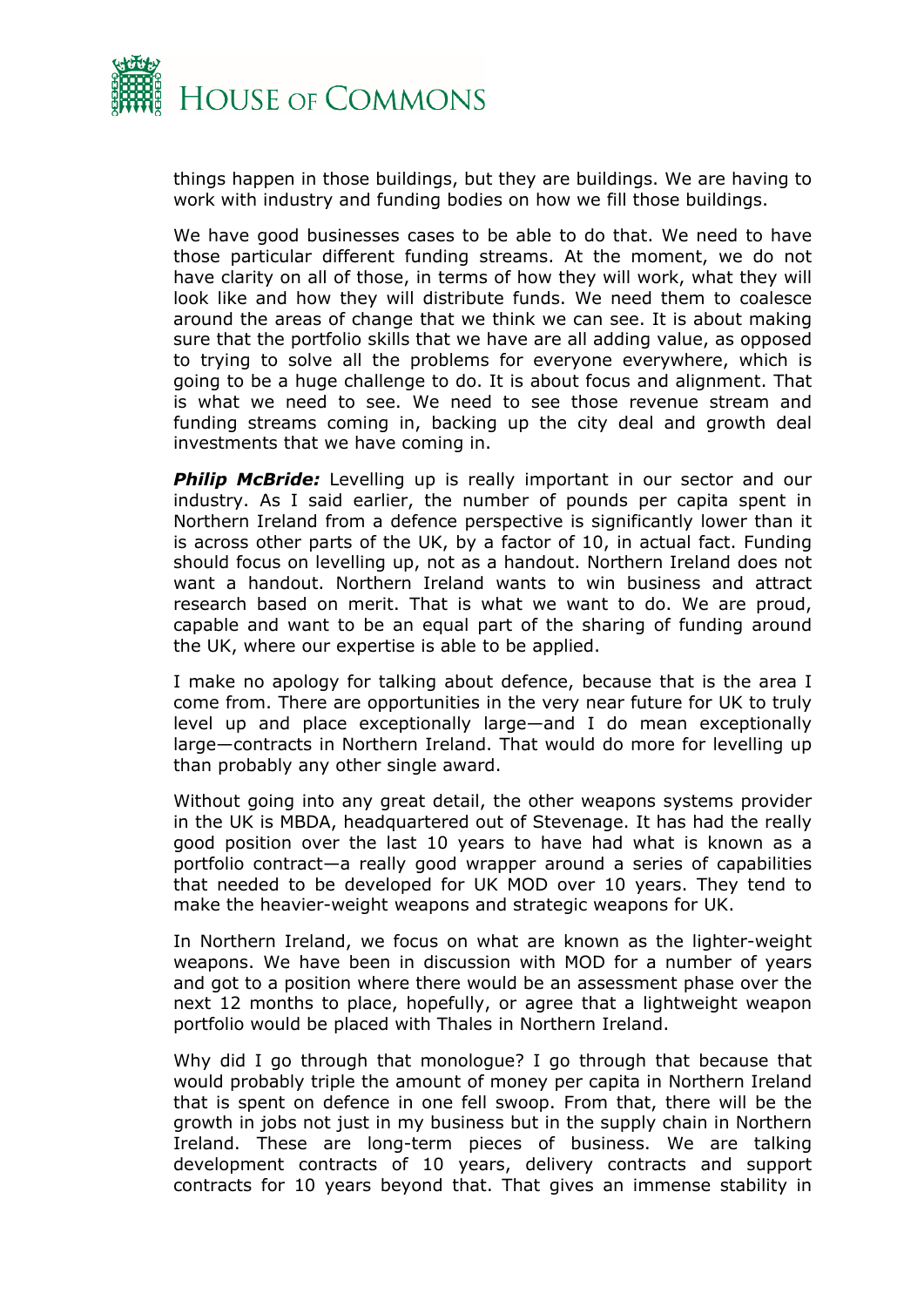things happen in those buildings, but they are buildings. We are having to work with industry and funding bodies on how we fill those buildings.

We have good businesses cases to be able to do that. We need to have those particular different funding streams. At the moment, we do not have clarity on all of those, in terms of how they will work, what they will look like and how they will distribute funds. We need them to coalesce around the areas of change that we think we can see. It is about making sure that the portfolio skills that we have are all adding value, as opposed to trying to solve all the problems for everyone everywhere, which is going to be a huge challenge to do. It is about focus and alignment. That is what we need to see. We need to see those revenue stream and funding streams coming in, backing up the city deal and growth deal investments that we have coming in.

***Philip McBride:*** Levelling up is really important in our sector and our industry. As I said earlier, the number of pounds per capita spent in Northern Ireland from a defence perspective is significantly lower than it is across other parts of the UK, by a factor of 10, in actual fact. Funding should focus on levelling up, not as a handout. Northern Ireland does not want a handout. Northern Ireland wants to win business and attract research based on merit. That is what we want to do. We are proud, capable and want to be an equal part of the sharing of funding around the UK, where our expertise is able to be applied.

I make no apology for talking about defence, because that is the area I come from. There are opportunities in the very near future for UK to truly level up and place exceptionally large—and I do mean exceptionally large—contracts in Northern Ireland. That would do more for levelling up than probably any other single award.

Without going into any great detail, the other weapons systems provider in the UK is MBDA, headquartered out of Stevenage. It has had the really good position over the last 10 years to have had what is known as a portfolio contract—a really good wrapper around a series of capabilities that needed to be developed for UK MOD over 10 years. They tend to make the heavier-weight weapons and strategic weapons for UK.

In Northern Ireland, we focus on what are known as the lighter-weight weapons. We have been in discussion with MOD for a number of years and got to a position where there would be an assessment phase over the next 12 months to place, hopefully, or agree that a lightweight weapon portfolio would be placed with Thales in Northern Ireland.

Why did I go through that monologue? I go through that because that would probably triple the amount of money per capita in Northern Ireland that is spent on defence in one fell swoop. From that, there will be the growth in jobs not just in my business but in the supply chain in Northern Ireland. These are long-term pieces of business. We are talking development contracts of 10 years, delivery contracts and support contracts for 10 years beyond that. That gives an immense stability in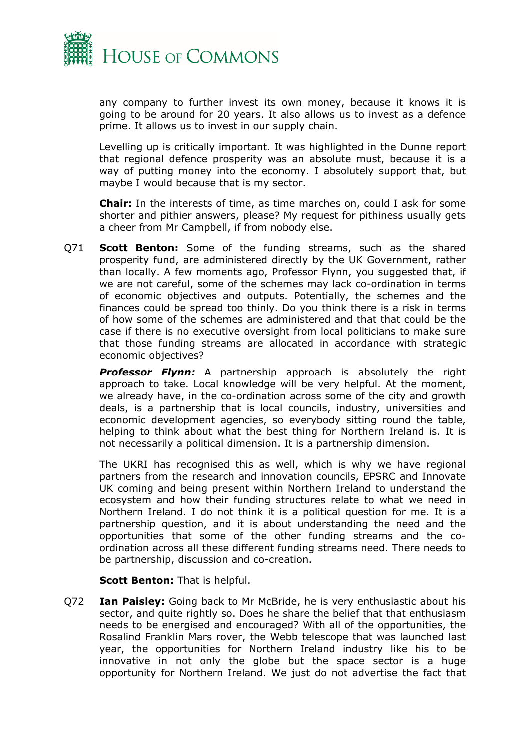any company to further invest its own money, because it knows it is going to be around for 20 years. It also allows us to invest as a defence prime. It allows us to invest in our supply chain.

Levelling up is critically important. It was highlighted in the Dunne report that regional defence prosperity was an absolute must, because it is a way of putting money into the economy. I absolutely support that, but maybe I would because that is my sector.

**Chair:** In the interests of time, as time marches on, could I ask for some shorter and pithier answers, please? My request for pithiness usually gets a cheer from Mr Campbell, if from nobody else.

Q71 **Scott Benton:** Some of the funding streams, such as the shared prosperity fund, are administered directly by the UK Government, rather than locally. A few moments ago, Professor Flynn, you suggested that, if we are not careful, some of the schemes may lack co-ordination in terms of economic objectives and outputs. Potentially, the schemes and the finances could be spread too thinly. Do you think there is a risk in terms of how some of the schemes are administered and that that could be the case if there is no executive oversight from local politicians to make sure that those funding streams are allocated in accordance with strategic economic objectives?

***Professor Flynn:*** A partnership approach is absolutely the right approach to take. Local knowledge will be very helpful. At the moment, we already have, in the co-ordination across some of the city and growth deals, is a partnership that is local councils, industry, universities and economic development agencies, so everybody sitting round the table, helping to think about what the best thing for Northern Ireland is. It is not necessarily a political dimension. It is a partnership dimension.

The UKRI has recognised this as well, which is why we have regional partners from the research and innovation councils, EPSRC and Innovate UK coming and being present within Northern Ireland to understand the ecosystem and how their funding structures relate to what we need in Northern Ireland. I do not think it is a political question for me. It is a partnership question, and it is about understanding the need and the opportunities that some of the other funding streams and the co-ordination across all these different funding streams need. There needs to be partnership, discussion and co-creation.

**Scott Benton:** That is helpful.

Q72 **Ian Paisley:** Going back to Mr McBride, he is very enthusiastic about his sector, and quite rightly so. Does he share the belief that that enthusiasm needs to be energised and encouraged? With all of the opportunities, the Rosalind Franklin Mars rover, the Webb telescope that was launched last year, the opportunities for Northern Ireland industry like his to be innovative in not only the globe but the space sector is a huge opportunity for Northern Ireland. We just do not advertise the fact that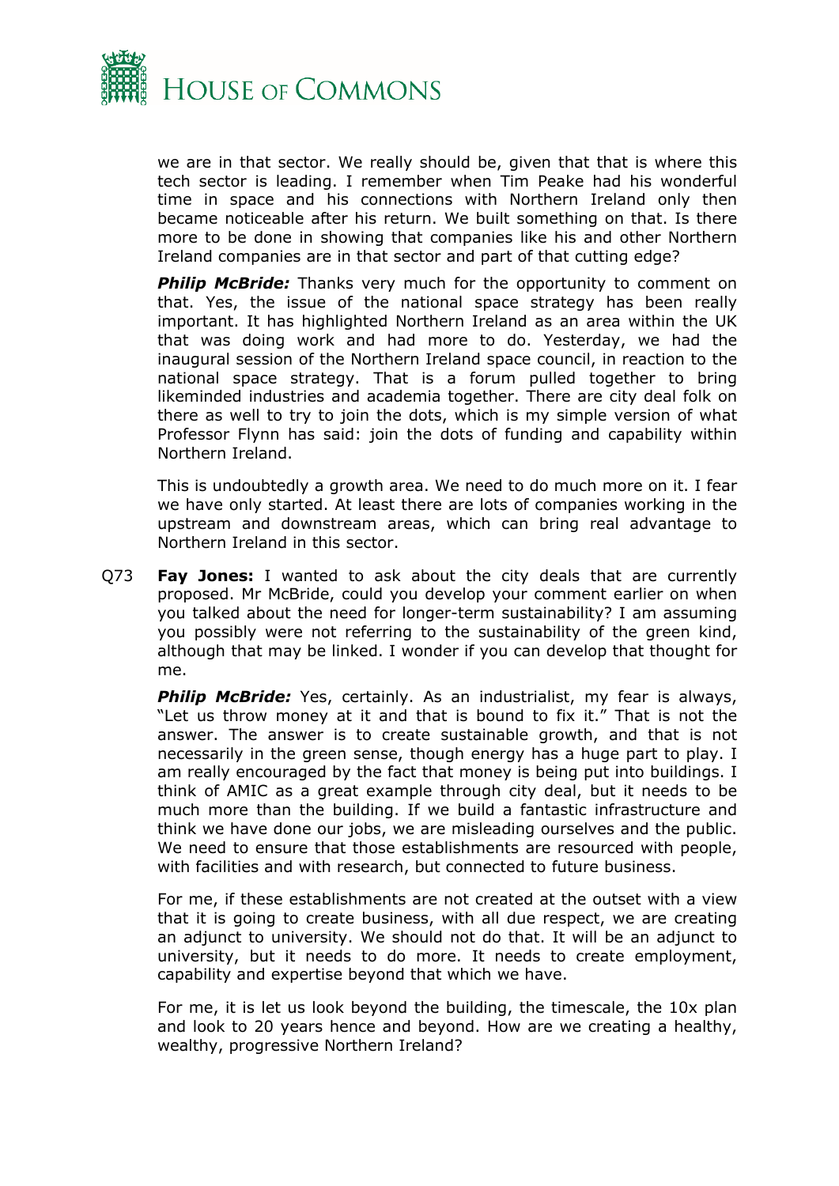we are in that sector. We really should be, given that that is where this tech sector is leading. I remember when Tim Peake had his wonderful time in space and his connections with Northern Ireland only then became noticeable after his return. We built something on that. Is there more to be done in showing that companies like his and other Northern Ireland companies are in that sector and part of that cutting edge?

***Philip McBride:*** Thanks very much for the opportunity to comment on that. Yes, the issue of the national space strategy has been really important. It has highlighted Northern Ireland as an area within the UK that was doing work and had more to do. Yesterday, we had the inaugural session of the Northern Ireland space council, in reaction to the national space strategy. That is a forum pulled together to bring likeminded industries and academia together. There are city deal folk on there as well to try to join the dots, which is my simple version of what Professor Flynn has said: join the dots of funding and capability within Northern Ireland.

This is undoubtedly a growth area. We need to do much more on it. I fear we have only started. At least there are lots of companies working in the upstream and downstream areas, which can bring real advantage to Northern Ireland in this sector.

Q73 **Fay Jones:** I wanted to ask about the city deals that are currently proposed. Mr McBride, could you develop your comment earlier on when you talked about the need for longer-term sustainability? I am assuming you possibly were not referring to the sustainability of the green kind, although that may be linked. I wonder if you can develop that thought for me.

***Philip McBride:*** Yes, certainly. As an industrialist, my fear is always, "Let us throw money at it and that is bound to fix it." That is not the answer. The answer is to create sustainable growth, and that is not necessarily in the green sense, though energy has a huge part to play. I am really encouraged by the fact that money is being put into buildings. I think of AMIC as a great example through city deal, but it needs to be much more than the building. If we build a fantastic infrastructure and think we have done our jobs, we are misleading ourselves and the public. We need to ensure that those establishments are resourced with people, with facilities and with research, but connected to future business.

For me, if these establishments are not created at the outset with a view that it is going to create business, with all due respect, we are creating an adjunct to university. We should not do that. It will be an adjunct to university, but it needs to do more. It needs to create employment, capability and expertise beyond that which we have.

For me, it is let us look beyond the building, the timescale, the 10x plan and look to 20 years hence and beyond. How are we creating a healthy, wealthy, progressive Northern Ireland?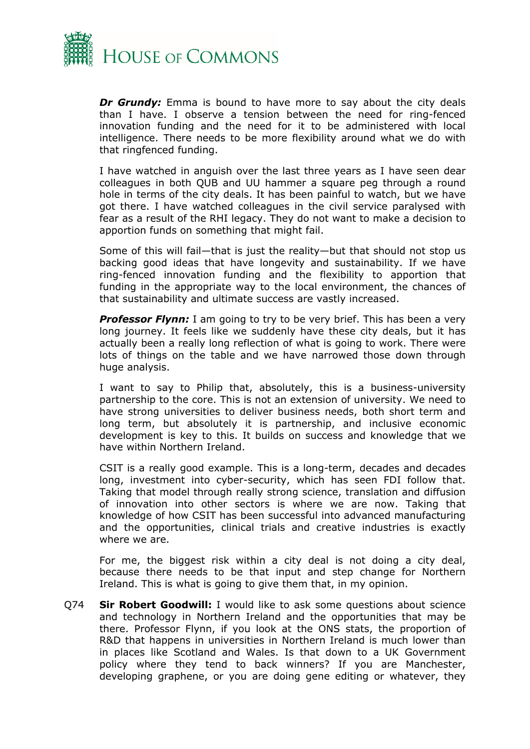***Dr Grundy:*** Emma is bound to have more to say about the city deals than I have. I observe a tension between the need for ring-fenced innovation funding and the need for it to be administered with local intelligence. There needs to be more flexibility around what we do with that ringfenced funding.

I have watched in anguish over the last three years as I have seen dear colleagues in both QUB and UU hammer a square peg through a round hole in terms of the city deals. It has been painful to watch, but we have got there. I have watched colleagues in the civil service paralysed with fear as a result of the RHI legacy. They do not want to make a decision to apportion funds on something that might fail.

Some of this will fail—that is just the reality—but that should not stop us backing good ideas that have longevity and sustainability. If we have ring-fenced innovation funding and the flexibility to apportion that funding in the appropriate way to the local environment, the chances of that sustainability and ultimate success are vastly increased.

***Professor Flynn:*** I am going to try to be very brief. This has been a very long journey. It feels like we suddenly have these city deals, but it has actually been a really long reflection of what is going to work. There were lots of things on the table and we have narrowed those down through huge analysis.

I want to say to Philip that, absolutely, this is a business-university partnership to the core. This is not an extension of university. We need to have strong universities to deliver business needs, both short term and long term, but absolutely it is partnership, and inclusive economic development is key to this. It builds on success and knowledge that we have within Northern Ireland.

CSIT is a really good example. This is a long-term, decades and decades long, investment into cyber-security, which has seen FDI follow that. Taking that model through really strong science, translation and diffusion of innovation into other sectors is where we are now. Taking that knowledge of how CSIT has been successful into advanced manufacturing and the opportunities, clinical trials and creative industries is exactly where we are.

For me, the biggest risk within a city deal is not doing a city deal, because there needs to be that input and step change for Northern Ireland. This is what is going to give them that, in my opinion.

Q74 **Sir Robert Goodwill:** I would like to ask some questions about science and technology in Northern Ireland and the opportunities that may be there. Professor Flynn, if you look at the ONS stats, the proportion of R&D that happens in universities in Northern Ireland is much lower than in places like Scotland and Wales. Is that down to a UK Government policy where they tend to back winners? If you are Manchester, developing graphene, or you are doing gene editing or whatever, they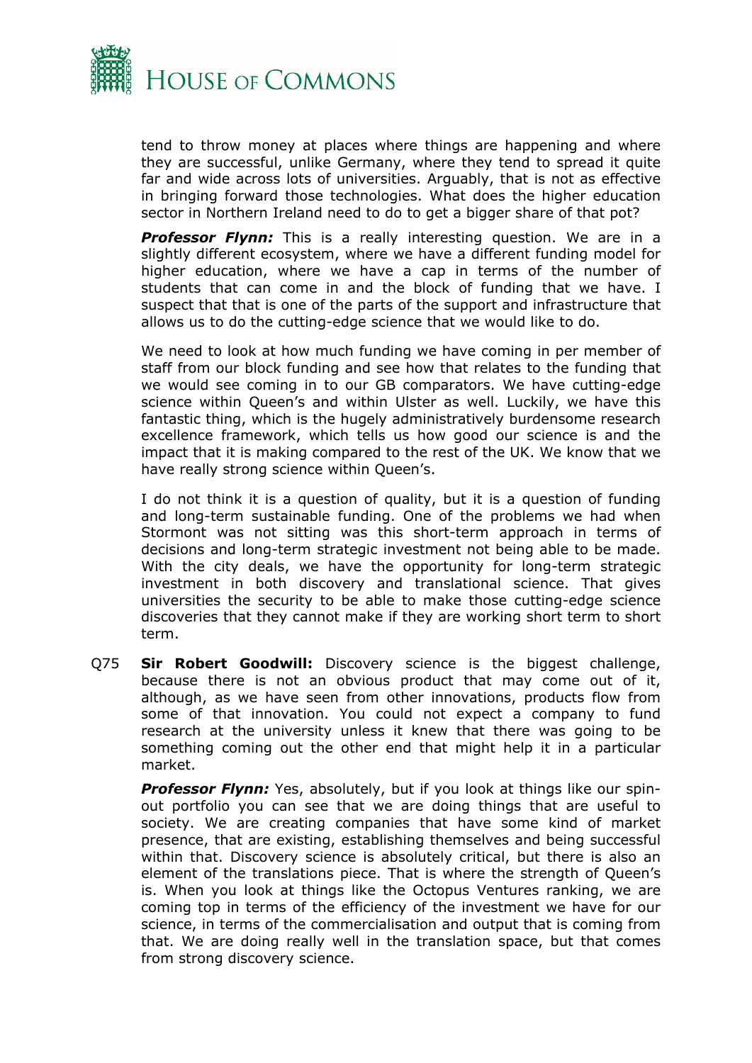tend to throw money at places where things are happening and where they are successful, unlike Germany, where they tend to spread it quite far and wide across lots of universities. Arguably, that is not as effective in bringing forward those technologies. What does the higher education sector in Northern Ireland need to do to get a bigger share of that pot?

***Professor Flynn:*** This is a really interesting question. We are in a slightly different ecosystem, where we have a different funding model for higher education, where we have a cap in terms of the number of students that can come in and the block of funding that we have. I suspect that that is one of the parts of the support and infrastructure that allows us to do the cutting-edge science that we would like to do.

We need to look at how much funding we have coming in per member of staff from our block funding and see how that relates to the funding that we would see coming in to our GB comparators. We have cutting-edge science within Queen's and within Ulster as well. Luckily, we have this fantastic thing, which is the hugely administratively burdensome research excellence framework, which tells us how good our science is and the impact that it is making compared to the rest of the UK. We know that we have really strong science within Queen's.

I do not think it is a question of quality, but it is a question of funding and long-term sustainable funding. One of the problems we had when Stormont was not sitting was this short-term approach in terms of decisions and long-term strategic investment not being able to be made. With the city deals, we have the opportunity for long-term strategic investment in both discovery and translational science. That gives universities the security to be able to make those cutting-edge science discoveries that they cannot make if they are working short term to short term.

Q75 **Sir Robert Goodwill:** Discovery science is the biggest challenge, because there is not an obvious product that may come out of it, although, as we have seen from other innovations, products flow from some of that innovation. You could not expect a company to fund research at the university unless it knew that there was going to be something coming out the other end that might help it in a particular market.

***Professor Flynn:*** Yes, absolutely, but if you look at things like our spin-out portfolio you can see that we are doing things that are useful to society. We are creating companies that have some kind of market presence, that are existing, establishing themselves and being successful within that. Discovery science is absolutely critical, but there is also an element of the translations piece. That is where the strength of Queen's is. When you look at things like the Octopus Ventures ranking, we are coming top in terms of the efficiency of the investment we have for our science, in terms of the commercialisation and output that is coming from that. We are doing really well in the translation space, but that comes from strong discovery science.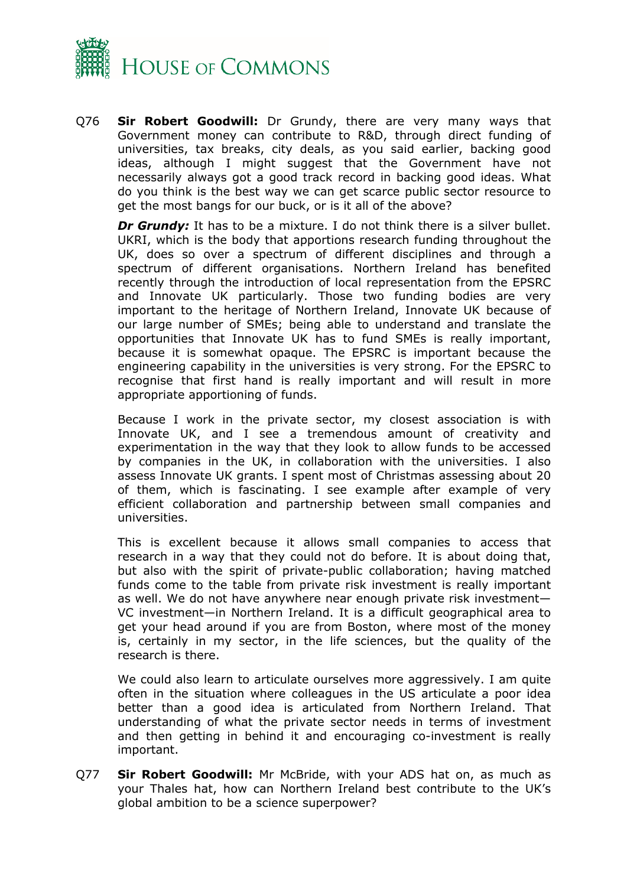Q76 **Sir Robert Goodwill:** Dr Grundy, there are very many ways that Government money can contribute to R&D, through direct funding of universities, tax breaks, city deals, as you said earlier, backing good ideas, although I might suggest that the Government have not necessarily always got a good track record in backing good ideas. What do you think is the best way we can get scarce public sector resource to get the most bangs for our buck, or is it all of the above?

***Dr Grundy:*** It has to be a mixture. I do not think there is a silver bullet. UKRI, which is the body that apportions research funding throughout the UK, does so over a spectrum of different disciplines and through a spectrum of different organisations. Northern Ireland has benefited recently through the introduction of local representation from the EPSRC and Innovate UK particularly. Those two funding bodies are very important to the heritage of Northern Ireland, Innovate UK because of our large number of SMEs; being able to understand and translate the opportunities that Innovate UK has to fund SMEs is really important, because it is somewhat opaque. The EPSRC is important because the engineering capability in the universities is very strong. For the EPSRC to recognise that first hand is really important and will result in more appropriate apportioning of funds.

Because I work in the private sector, my closest association is with Innovate UK, and I see a tremendous amount of creativity and experimentation in the way that they look to allow funds to be accessed by companies in the UK, in collaboration with the universities. I also assess Innovate UK grants. I spent most of Christmas assessing about 20 of them, which is fascinating. I see example after example of very efficient collaboration and partnership between small companies and universities.

This is excellent because it allows small companies to access that research in a way that they could not do before. It is about doing that, but also with the spirit of private-public collaboration; having matched funds come to the table from private risk investment is really important as well. We do not have anywhere near enough private risk investment—VC investment—in Northern Ireland. It is a difficult geographical area to get your head around if you are from Boston, where most of the money is, certainly in my sector, in the life sciences, but the quality of the research is there.

We could also learn to articulate ourselves more aggressively. I am quite often in the situation where colleagues in the US articulate a poor idea better than a good idea is articulated from Northern Ireland. That understanding of what the private sector needs in terms of investment and then getting in behind it and encouraging co-investment is really important.

Q77 **Sir Robert Goodwill:** Mr McBride, with your ADS hat on, as much as your Thales hat, how can Northern Ireland best contribute to the UK's global ambition to be a science superpower?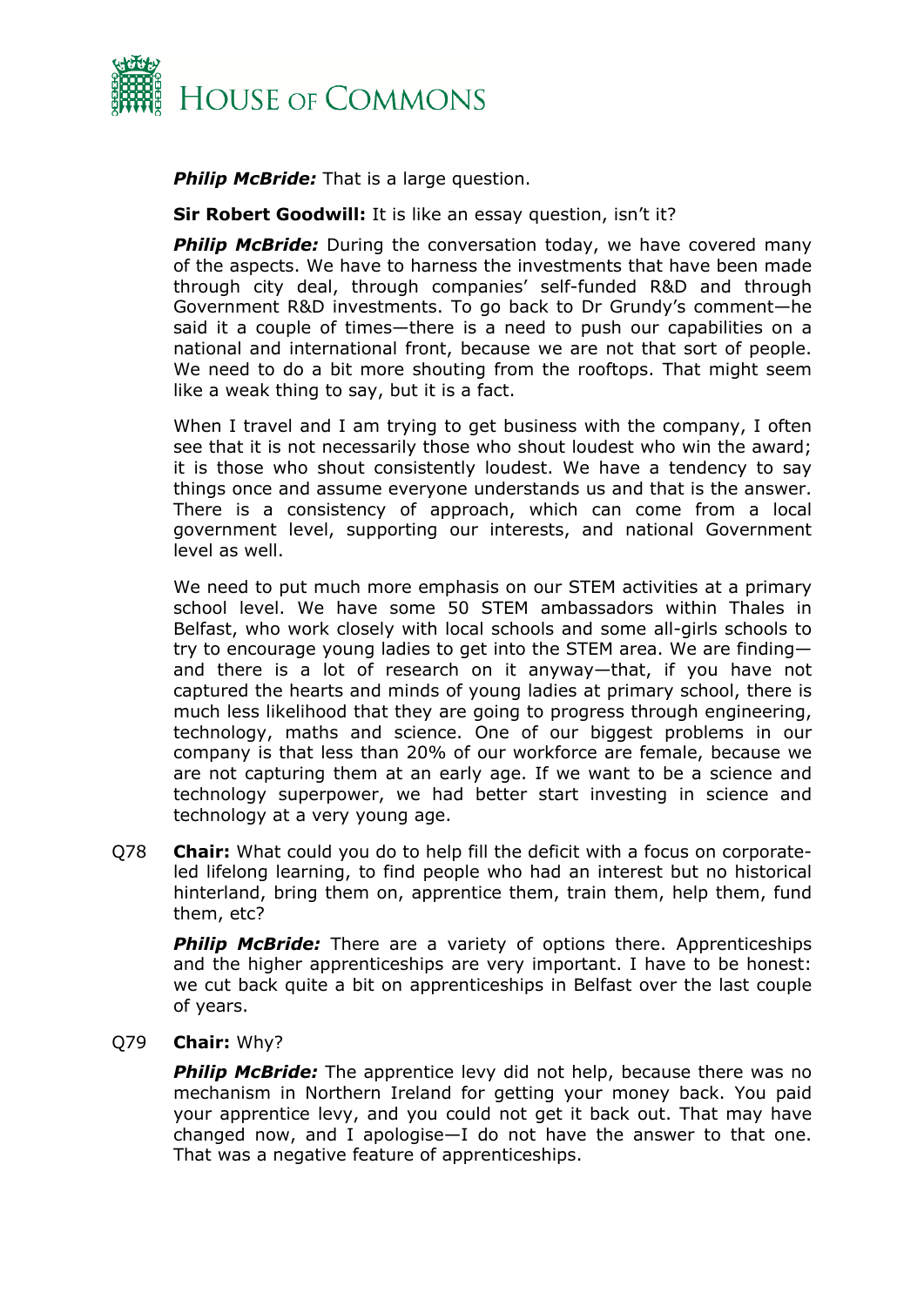***Philip McBride:*** That is a large question.

**Sir Robert Goodwill:** It is like an essay question, isn't it?

***Philip McBride:*** During the conversation today, we have covered many of the aspects. We have to harness the investments that have been made through city deal, through companies' self-funded R&D and through Government R&D investments. To go back to Dr Grundy's comment—he said it a couple of times—there is a need to push our capabilities on a national and international front, because we are not that sort of people. We need to do a bit more shouting from the rooftops. That might seem like a weak thing to say, but it is a fact.

When I travel and I am trying to get business with the company, I often see that it is not necessarily those who shout loudest who win the award; it is those who shout consistently loudest. We have a tendency to say things once and assume everyone understands us and that is the answer. There is a consistency of approach, which can come from a local government level, supporting our interests, and national Government level as well.

We need to put much more emphasis on our STEM activities at a primary school level. We have some 50 STEM ambassadors within Thales in Belfast, who work closely with local schools and some all-girls schools to try to encourage young ladies to get into the STEM area. We are finding—and there is a lot of research on it anyway—that, if you have not captured the hearts and minds of young ladies at primary school, there is much less likelihood that they are going to progress through engineering, technology, maths and science. One of our biggest problems in our company is that less than 20% of our workforce are female, because we are not capturing them at an early age. If we want to be a science and technology superpower, we had better start investing in science and technology at a very young age.

Q78 **Chair:** What could you do to help fill the deficit with a focus on corporate-led lifelong learning, to find people who had an interest but no historical hinterland, bring them on, apprentice them, train them, help them, fund them, etc?

***Philip McBride:*** There are a variety of options there. Apprenticeships and the higher apprenticeships are very important. I have to be honest: we cut back quite a bit on apprenticeships in Belfast over the last couple of years.

Q79 **Chair:** Why?

***Philip McBride:*** The apprentice levy did not help, because there was no mechanism in Northern Ireland for getting your money back. You paid your apprentice levy, and you could not get it back out. That may have changed now, and I apologise—I do not have the answer to that one. That was a negative feature of apprenticeships.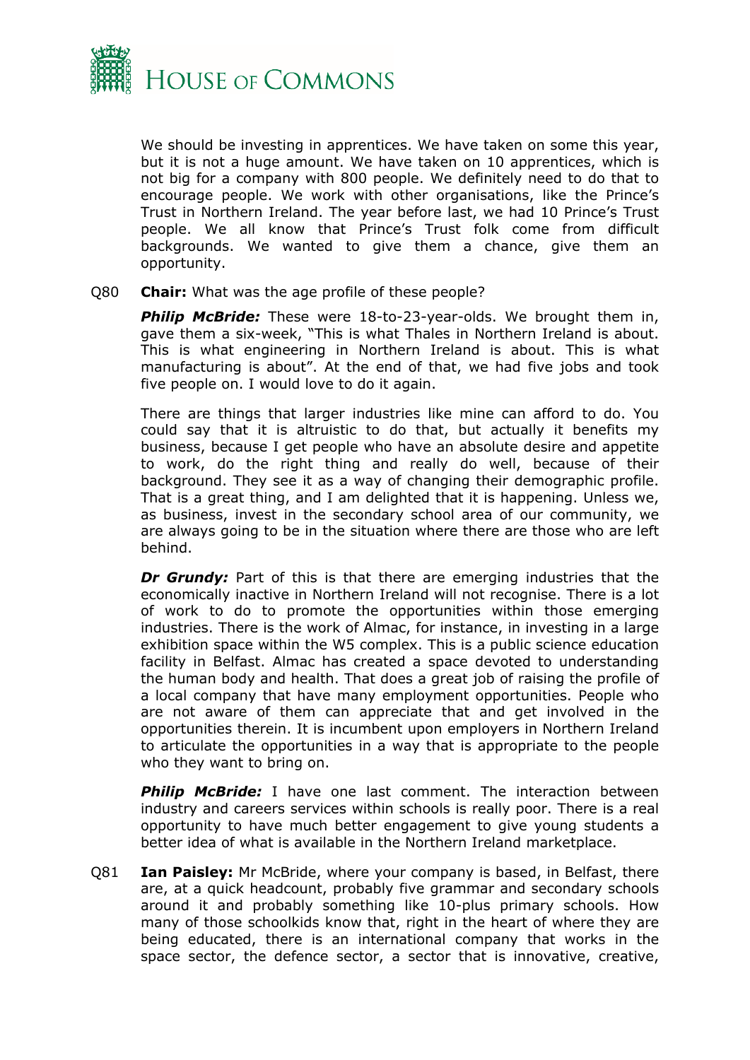We should be investing in apprentices. We have taken on some this year, but it is not a huge amount. We have taken on 10 apprentices, which is not big for a company with 800 people. We definitely need to do that to encourage people. We work with other organisations, like the Prince's Trust in Northern Ireland. The year before last, we had 10 Prince's Trust people. We all know that Prince's Trust folk come from difficult backgrounds. We wanted to give them a chance, give them an opportunity.

Q80 **Chair:** What was the age profile of these people?

***Philip McBride:*** These were 18-to-23-year-olds. We brought them in, gave them a six-week, "This is what Thales in Northern Ireland is about. This is what engineering in Northern Ireland is about. This is what manufacturing is about". At the end of that, we had five jobs and took five people on. I would love to do it again.

There are things that larger industries like mine can afford to do. You could say that it is altruistic to do that, but actually it benefits my business, because I get people who have an absolute desire and appetite to work, do the right thing and really do well, because of their background. They see it as a way of changing their demographic profile. That is a great thing, and I am delighted that it is happening. Unless we, as business, invest in the secondary school area of our community, we are always going to be in the situation where there are those who are left behind.

***Dr Grundy:*** Part of this is that there are emerging industries that the economically inactive in Northern Ireland will not recognise. There is a lot of work to do to promote the opportunities within those emerging industries. There is the work of Almac, for instance, in investing in a large exhibition space within the W5 complex. This is a public science education facility in Belfast. Almac has created a space devoted to understanding the human body and health. That does a great job of raising the profile of a local company that have many employment opportunities. People who are not aware of them can appreciate that and get involved in the opportunities therein. It is incumbent upon employers in Northern Ireland to articulate the opportunities in a way that is appropriate to the people who they want to bring on.

***Philip McBride:*** I have one last comment. The interaction between industry and careers services within schools is really poor. There is a real opportunity to have much better engagement to give young students a better idea of what is available in the Northern Ireland marketplace.

Q81 **Ian Paisley:** Mr McBride, where your company is based, in Belfast, there are, at a quick headcount, probably five grammar and secondary schools around it and probably something like 10-plus primary schools. How many of those schoolkids know that, right in the heart of where they are being educated, there is an international company that works in the space sector, the defence sector, a sector that is innovative, creative,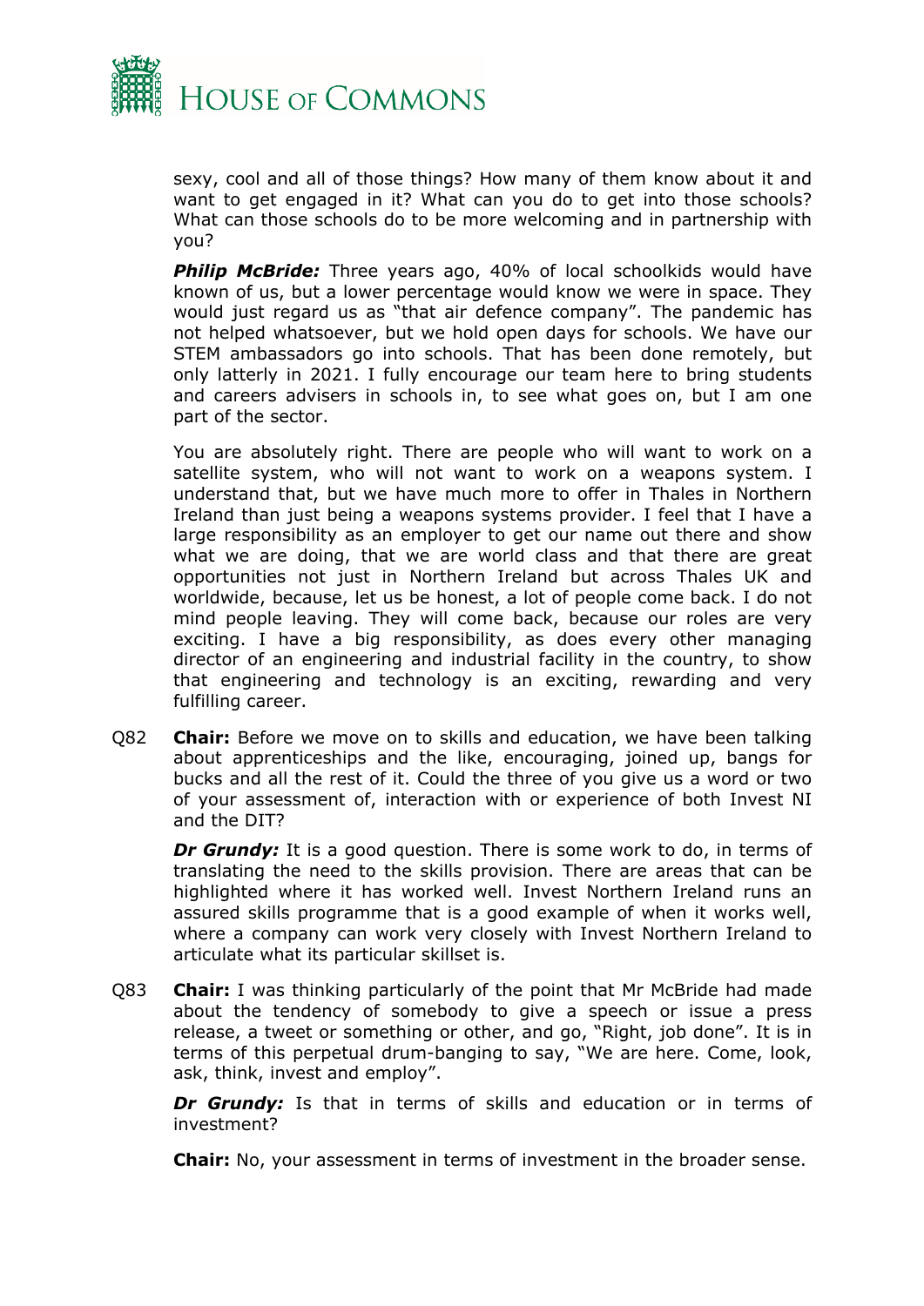sexy, cool and all of those things? How many of them know about it and want to get engaged in it? What can you do to get into those schools? What can those schools do to be more welcoming and in partnership with you?

***Philip McBride:*** Three years ago, 40% of local schoolkids would have known of us, but a lower percentage would know we were in space. They would just regard us as "that air defence company". The pandemic has not helped whatsoever, but we hold open days for schools. We have our STEM ambassadors go into schools. That has been done remotely, but only latterly in 2021. I fully encourage our team here to bring students and careers advisers in schools in, to see what goes on, but I am one part of the sector.

You are absolutely right. There are people who will want to work on a satellite system, who will not want to work on a weapons system. I understand that, but we have much more to offer in Thales in Northern Ireland than just being a weapons systems provider. I feel that I have a large responsibility as an employer to get our name out there and show what we are doing, that we are world class and that there are great opportunities not just in Northern Ireland but across Thales UK and worldwide, because, let us be honest, a lot of people come back. I do not mind people leaving. They will come back, because our roles are very exciting. I have a big responsibility, as does every other managing director of an engineering and industrial facility in the country, to show that engineering and technology is an exciting, rewarding and very fulfilling career.

Q82 **Chair:** Before we move on to skills and education, we have been talking about apprenticeships and the like, encouraging, joined up, bangs for bucks and all the rest of it. Could the three of you give us a word or two of your assessment of, interaction with or experience of both Invest NI and the DIT?

***Dr Grundy:*** It is a good question. There is some work to do, in terms of translating the need to the skills provision. There are areas that can be highlighted where it has worked well. Invest Northern Ireland runs an assured skills programme that is a good example of when it works well, where a company can work very closely with Invest Northern Ireland to articulate what its particular skillset is.

Q83 **Chair:** I was thinking particularly of the point that Mr McBride had made about the tendency of somebody to give a speech or issue a press release, a tweet or something or other, and go, "Right, job done". It is in terms of this perpetual drum-banging to say, "We are here. Come, look, ask, think, invest and employ".

***Dr Grundy:*** Is that in terms of skills and education or in terms of investment?

**Chair:** No, your assessment in terms of investment in the broader sense.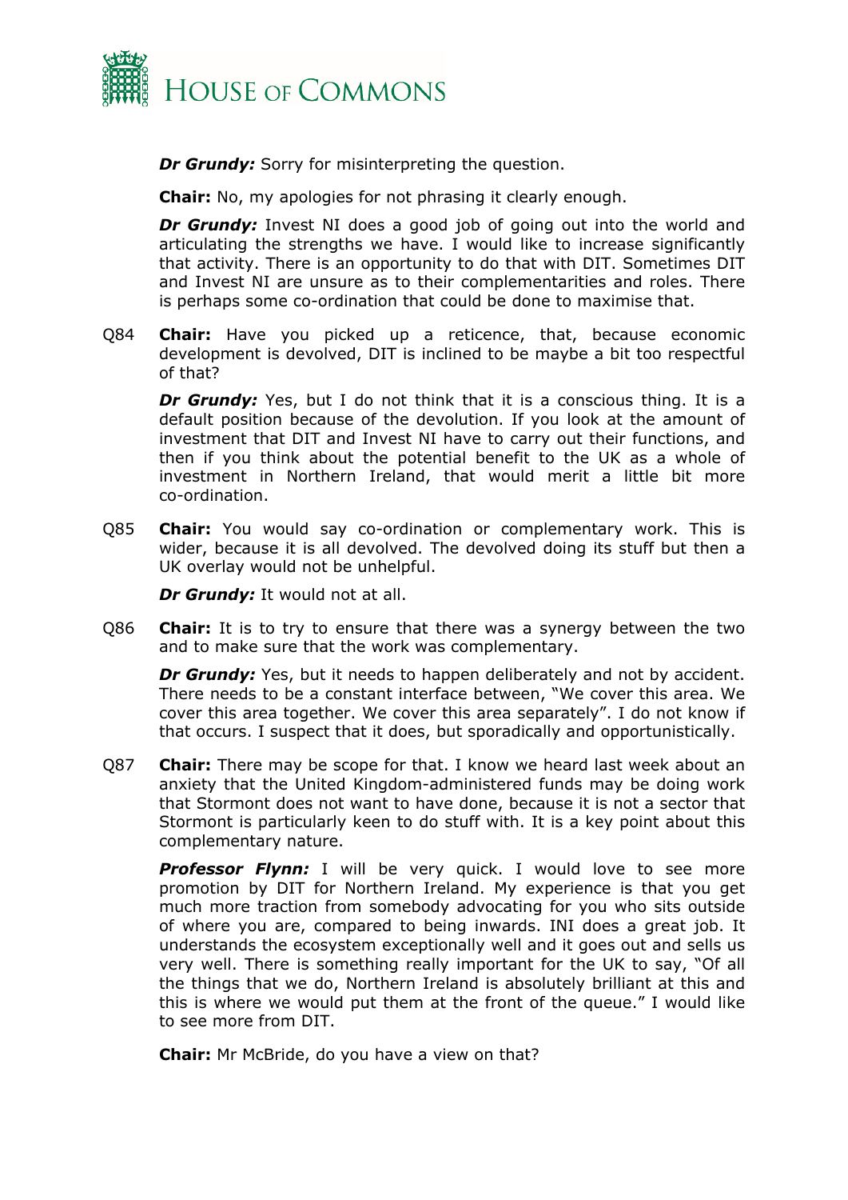***Dr Grundy:*** Sorry for misinterpreting the question.

**Chair:** No, my apologies for not phrasing it clearly enough.

***Dr Grundy:*** Invest NI does a good job of going out into the world and articulating the strengths we have. I would like to increase significantly that activity. There is an opportunity to do that with DIT. Sometimes DIT and Invest NI are unsure as to their complementarities and roles. There is perhaps some co-ordination that could be done to maximise that.

Q84 **Chair:** Have you picked up a reticence, that, because economic development is devolved, DIT is inclined to be maybe a bit too respectful of that?

***Dr Grundy:*** Yes, but I do not think that it is a conscious thing. It is a default position because of the devolution. If you look at the amount of investment that DIT and Invest NI have to carry out their functions, and then if you think about the potential benefit to the UK as a whole of investment in Northern Ireland, that would merit a little bit more co-ordination.

Q85 **Chair:** You would say co-ordination or complementary work. This is wider, because it is all devolved. The devolved doing its stuff but then a UK overlay would not be unhelpful.

***Dr Grundy:*** It would not at all.

Q86 **Chair:** It is to try to ensure that there was a synergy between the two and to make sure that the work was complementary.

***Dr Grundy:*** Yes, but it needs to happen deliberately and not by accident. There needs to be a constant interface between, "We cover this area. We cover this area together. We cover this area separately". I do not know if that occurs. I suspect that it does, but sporadically and opportunistically.

Q87 **Chair:** There may be scope for that. I know we heard last week about an anxiety that the United Kingdom-administered funds may be doing work that Stormont does not want to have done, because it is not a sector that Stormont is particularly keen to do stuff with. It is a key point about this complementary nature.

***Professor Flynn:*** I will be very quick. I would love to see more promotion by DIT for Northern Ireland. My experience is that you get much more traction from somebody advocating for you who sits outside of where you are, compared to being inwards. INI does a great job. It understands the ecosystem exceptionally well and it goes out and sells us very well. There is something really important for the UK to say, "Of all the things that we do, Northern Ireland is absolutely brilliant at this and this is where we would put them at the front of the queue." I would like to see more from DIT.

**Chair:** Mr McBride, do you have a view on that?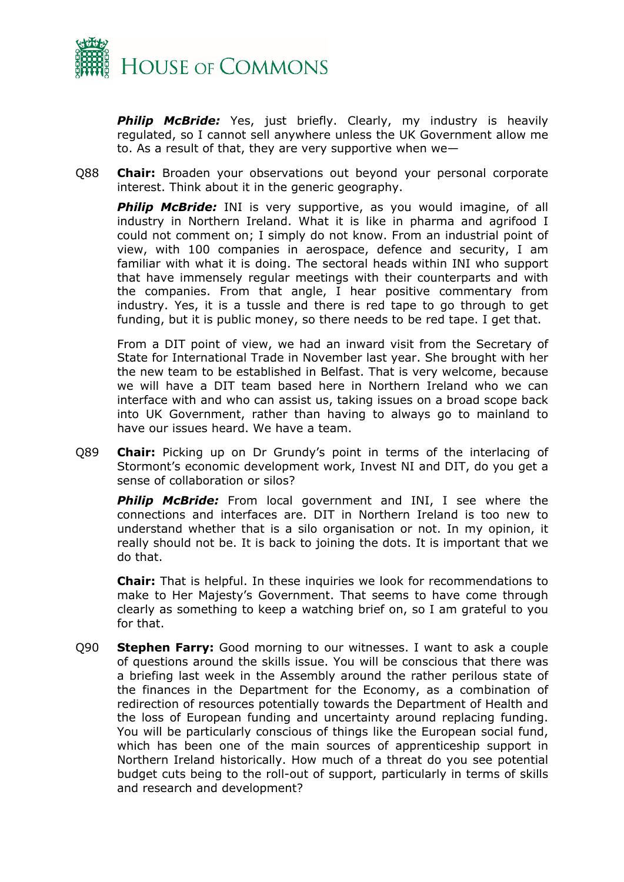***Philip McBride:*** Yes, just briefly. Clearly, my industry is heavily regulated, so I cannot sell anywhere unless the UK Government allow me to. As a result of that, they are very supportive when we—

Q88 **Chair:** Broaden your observations out beyond your personal corporate interest. Think about it in the generic geography.

***Philip McBride:*** INI is very supportive, as you would imagine, of all industry in Northern Ireland. What it is like in pharma and agrifood I could not comment on; I simply do not know. From an industrial point of view, with 100 companies in aerospace, defence and security, I am familiar with what it is doing. The sectoral heads within INI who support that have immensely regular meetings with their counterparts and with the companies. From that angle, I hear positive commentary from industry. Yes, it is a tussle and there is red tape to go through to get funding, but it is public money, so there needs to be red tape. I get that.

From a DIT point of view, we had an inward visit from the Secretary of State for International Trade in November last year. She brought with her the new team to be established in Belfast. That is very welcome, because we will have a DIT team based here in Northern Ireland who we can interface with and who can assist us, taking issues on a broad scope back into UK Government, rather than having to always go to mainland to have our issues heard. We have a team.

Q89 **Chair:** Picking up on Dr Grundy's point in terms of the interlacing of Stormont's economic development work, Invest NI and DIT, do you get a sense of collaboration or silos?

***Philip McBride:*** From local government and INI, I see where the connections and interfaces are. DIT in Northern Ireland is too new to understand whether that is a silo organisation or not. In my opinion, it really should not be. It is back to joining the dots. It is important that we do that.

**Chair:** That is helpful. In these inquiries we look for recommendations to make to Her Majesty's Government. That seems to have come through clearly as something to keep a watching brief on, so I am grateful to you for that.

Q90 **Stephen Farry:** Good morning to our witnesses. I want to ask a couple of questions around the skills issue. You will be conscious that there was a briefing last week in the Assembly around the rather perilous state of the finances in the Department for the Economy, as a combination of redirection of resources potentially towards the Department of Health and the loss of European funding and uncertainty around replacing funding. You will be particularly conscious of things like the European social fund, which has been one of the main sources of apprenticeship support in Northern Ireland historically. How much of a threat do you see potential budget cuts being to the roll-out of support, particularly in terms of skills and research and development?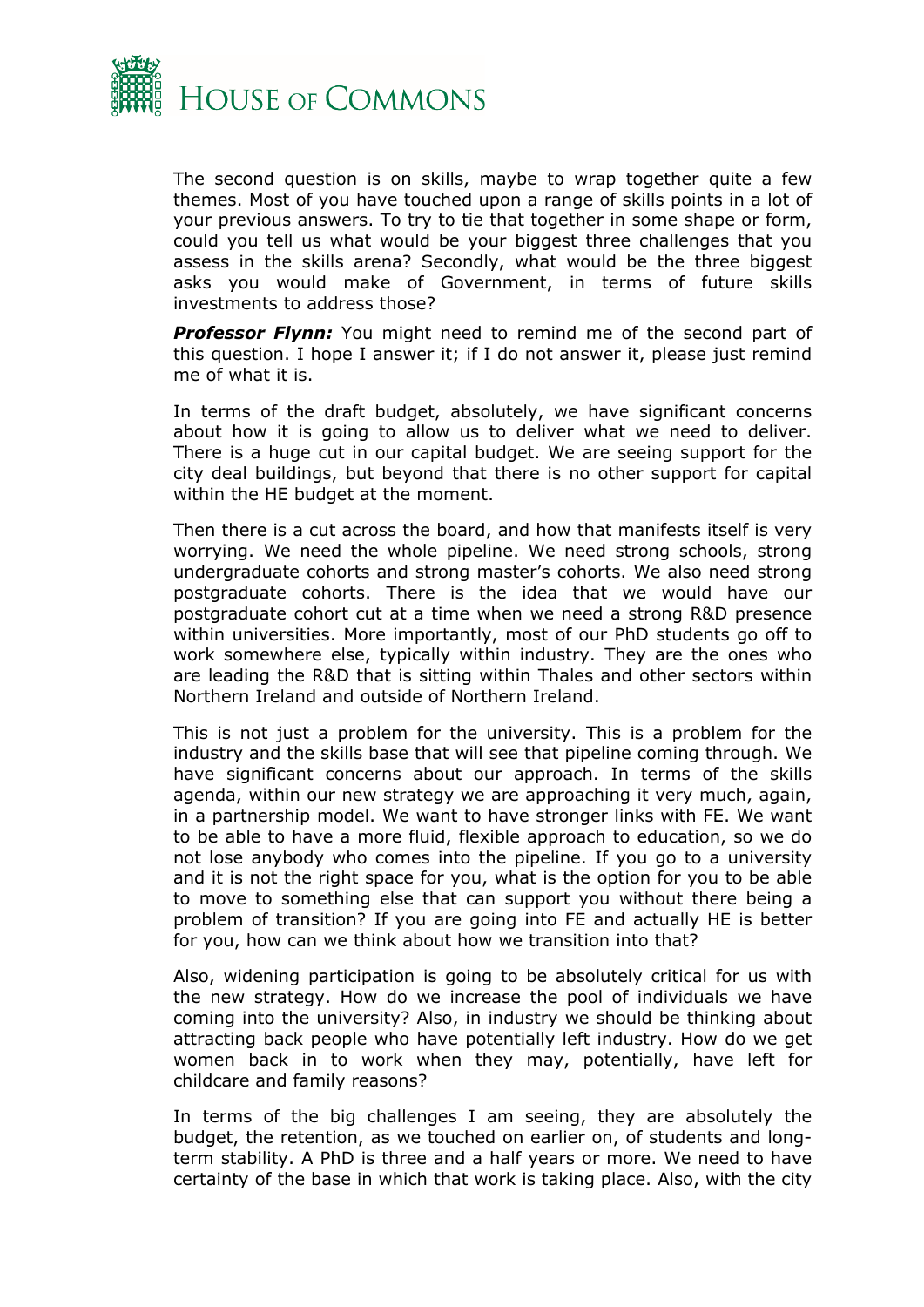The second question is on skills, maybe to wrap together quite a few themes. Most of you have touched upon a range of skills points in a lot of your previous answers. To try to tie that together in some shape or form, could you tell us what would be your biggest three challenges that you assess in the skills arena? Secondly, what would be the three biggest asks you would make of Government, in terms of future skills investments to address those?

***Professor Flynn:*** You might need to remind me of the second part of this question. I hope I answer it; if I do not answer it, please just remind me of what it is.

In terms of the draft budget, absolutely, we have significant concerns about how it is going to allow us to deliver what we need to deliver. There is a huge cut in our capital budget. We are seeing support for the city deal buildings, but beyond that there is no other support for capital within the HE budget at the moment.

Then there is a cut across the board, and how that manifests itself is very worrying. We need the whole pipeline. We need strong schools, strong undergraduate cohorts and strong master's cohorts. We also need strong postgraduate cohorts. There is the idea that we would have our postgraduate cohort cut at a time when we need a strong R&D presence within universities. More importantly, most of our PhD students go off to work somewhere else, typically within industry. They are the ones who are leading the R&D that is sitting within Thales and other sectors within Northern Ireland and outside of Northern Ireland.

This is not just a problem for the university. This is a problem for the industry and the skills base that will see that pipeline coming through. We have significant concerns about our approach. In terms of the skills agenda, within our new strategy we are approaching it very much, again, in a partnership model. We want to have stronger links with FE. We want to be able to have a more fluid, flexible approach to education, so we do not lose anybody who comes into the pipeline. If you go to a university and it is not the right space for you, what is the option for you to be able to move to something else that can support you without there being a problem of transition? If you are going into FE and actually HE is better for you, how can we think about how we transition into that?

Also, widening participation is going to be absolutely critical for us with the new strategy. How do we increase the pool of individuals we have coming into the university? Also, in industry we should be thinking about attracting back people who have potentially left industry. How do we get women back in to work when they may, potentially, have left for childcare and family reasons?

In terms of the big challenges I am seeing, they are absolutely the budget, the retention, as we touched on earlier on, of students and long-term stability. A PhD is three and a half years or more. We need to have certainty of the base in which that work is taking place. Also, with the city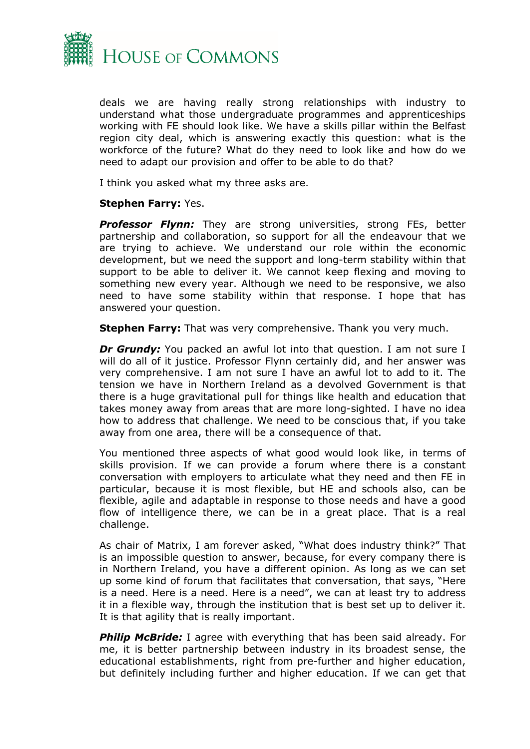deals we are having really strong relationships with industry to understand what those undergraduate programmes and apprenticeships working with FE should look like. We have a skills pillar within the Belfast region city deal, which is answering exactly this question: what is the workforce of the future? What do they need to look like and how do we need to adapt our provision and offer to be able to do that?

I think you asked what my three asks are.

**Stephen Farry:** Yes.

***Professor Flynn:*** They are strong universities, strong FEs, better partnership and collaboration, so support for all the endeavour that we are trying to achieve. We understand our role within the economic development, but we need the support and long-term stability within that support to be able to deliver it. We cannot keep flexing and moving to something new every year. Although we need to be responsive, we also need to have some stability within that response. I hope that has answered your question.

**Stephen Farry:** That was very comprehensive. Thank you very much.

***Dr Grundy:*** You packed an awful lot into that question. I am not sure I will do all of it justice. Professor Flynn certainly did, and her answer was very comprehensive. I am not sure I have an awful lot to add to it. The tension we have in Northern Ireland as a devolved Government is that there is a huge gravitational pull for things like health and education that takes money away from areas that are more long-sighted. I have no idea how to address that challenge. We need to be conscious that, if you take away from one area, there will be a consequence of that.

You mentioned three aspects of what good would look like, in terms of skills provision. If we can provide a forum where there is a constant conversation with employers to articulate what they need and then FE in particular, because it is most flexible, but HE and schools also, can be flexible, agile and adaptable in response to those needs and have a good flow of intelligence there, we can be in a great place. That is a real challenge.

As chair of Matrix, I am forever asked, "What does industry think?" That is an impossible question to answer, because, for every company there is in Northern Ireland, you have a different opinion. As long as we can set up some kind of forum that facilitates that conversation, that says, "Here is a need. Here is a need. Here is a need", we can at least try to address it in a flexible way, through the institution that is best set up to deliver it. It is that agility that is really important.

***Philip McBride:*** I agree with everything that has been said already. For me, it is better partnership between industry in its broadest sense, the educational establishments, right from pre-further and higher education, but definitely including further and higher education. If we can get that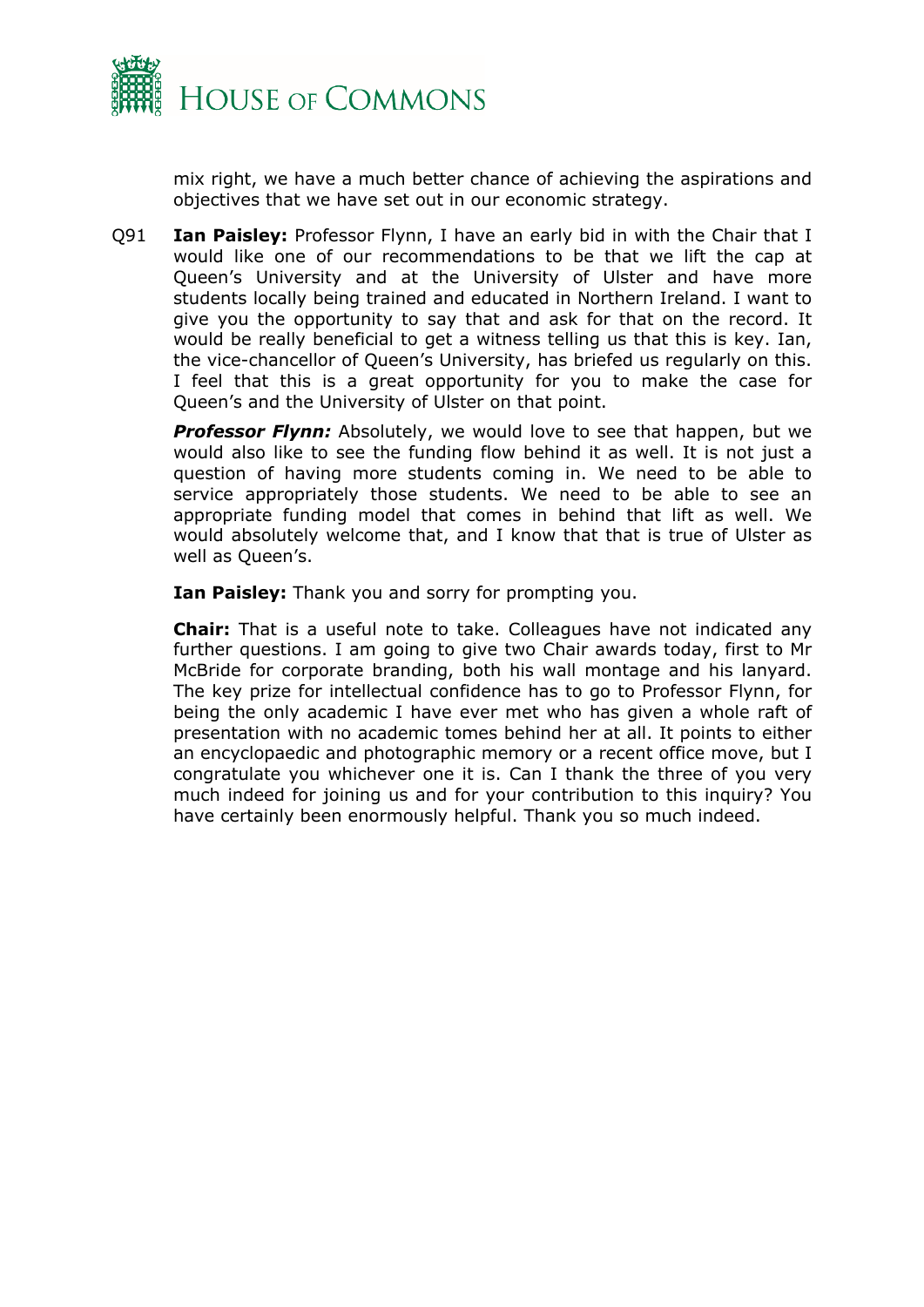mix right, we have a much better chance of achieving the aspirations and objectives that we have set out in our economic strategy.

Q91 **Ian Paisley:** Professor Flynn, I have an early bid in with the Chair that I would like one of our recommendations to be that we lift the cap at Queen's University and at the University of Ulster and have more students locally being trained and educated in Northern Ireland. I want to give you the opportunity to say that and ask for that on the record. It would be really beneficial to get a witness telling us that this is key. Ian, the vice-chancellor of Queen's University, has briefed us regularly on this. I feel that this is a great opportunity for you to make the case for Queen's and the University of Ulster on that point.

***Professor Flynn:*** Absolutely, we would love to see that happen, but we would also like to see the funding flow behind it as well. It is not just a question of having more students coming in. We need to be able to service appropriately those students. We need to be able to see an appropriate funding model that comes in behind that lift as well. We would absolutely welcome that, and I know that that is true of Ulster as well as Queen's.

**Ian Paisley:** Thank you and sorry for prompting you.

**Chair:** That is a useful note to take. Colleagues have not indicated any further questions. I am going to give two Chair awards today, first to Mr McBride for corporate branding, both his wall montage and his lanyard. The key prize for intellectual confidence has to go to Professor Flynn, for being the only academic I have ever met who has given a whole raft of presentation with no academic tomes behind her at all. It points to either an encyclopaedic and photographic memory or a recent office move, but I congratulate you whichever one it is. Can I thank the three of you very much indeed for joining us and for your contribution to this inquiry? You have certainly been enormously helpful. Thank you so much indeed.